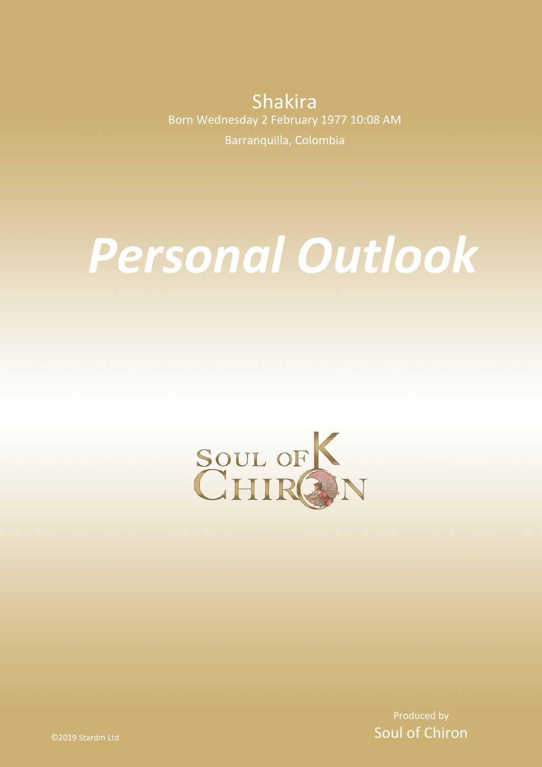Shakira

Born Wednesday 2 February 1977 10:08 AM

Barranquilla, Colombia

# *Personal Outlook*

SOUL OF CHIRON

Produced by

Soul of Chiron

©2019 Stardm Ltd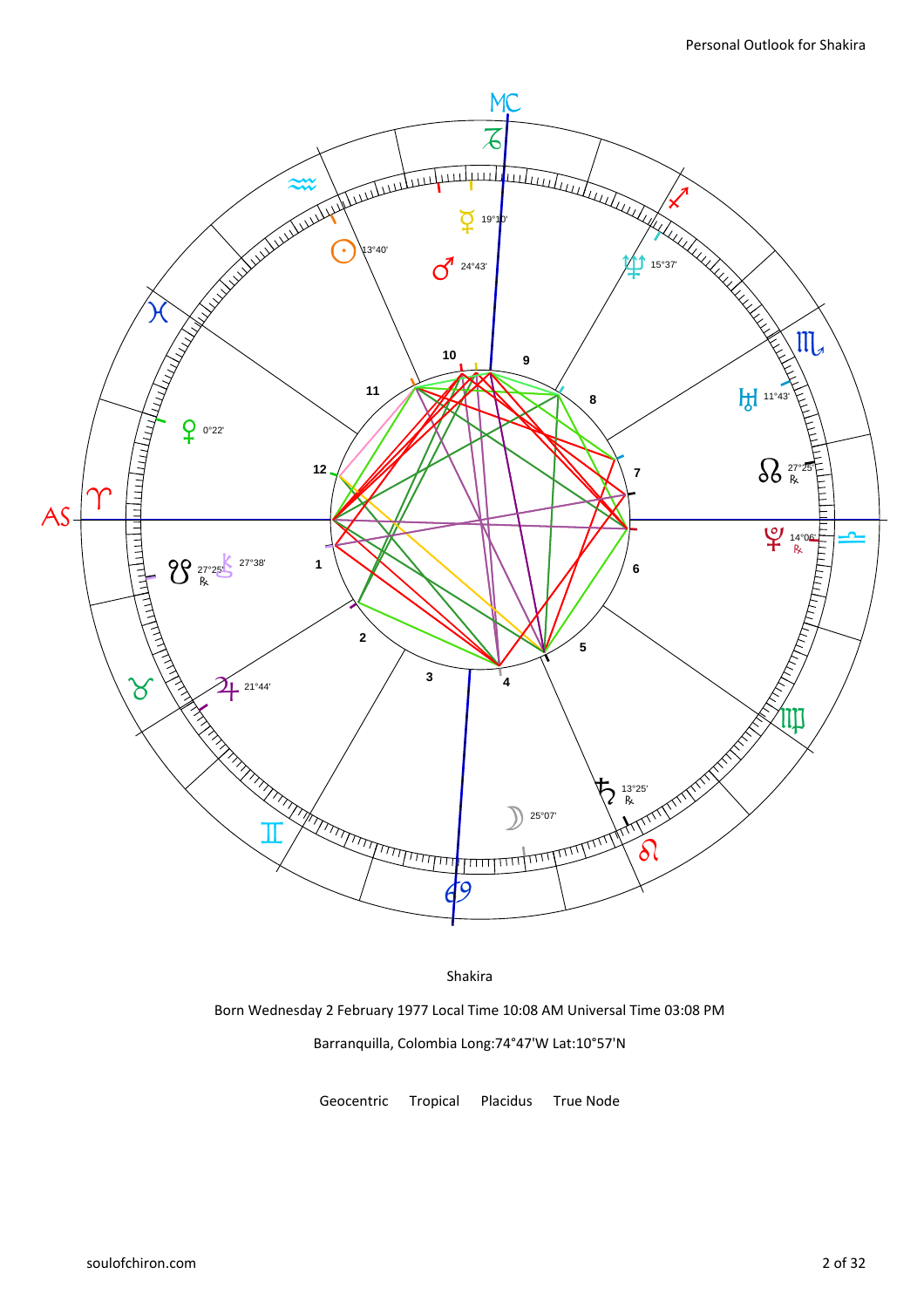Shakira

Born Wednesday 2 February 1977 Local Time 10:08 AM Universal Time 03:08 PM

Barranquilla, Colombia Long:74°47'W Lat:10°57'N

Geocentric Tropical Placidus True Node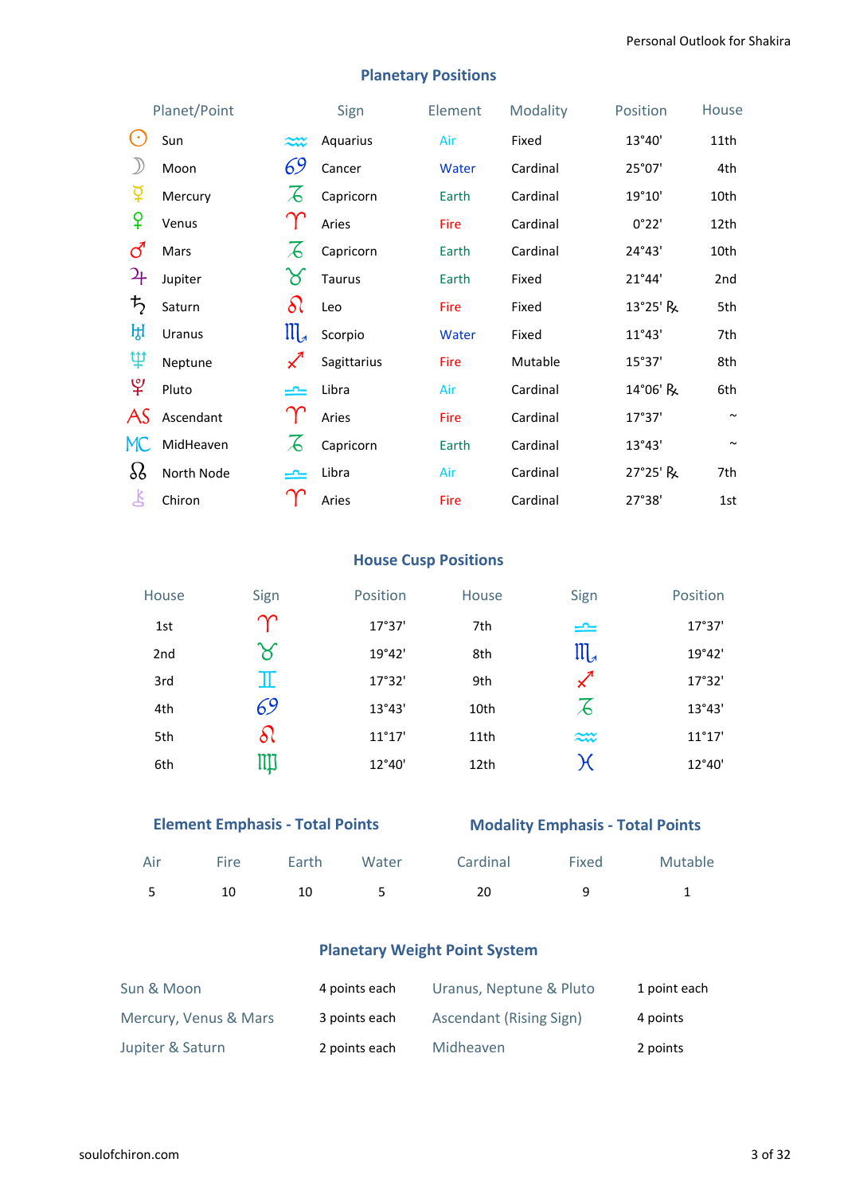## Planetary Positions

| Planet/Point | Sign | Element | Modality | Position | House |
|---|---|---|---|---|---|
| ☉ Sun | ♒ Aquarius | Air | Fixed | 13°40' | 11th |
| ☽ Moon | ♋ Cancer | Water | Cardinal | 25°07' | 4th |
| ☿ Mercury | ♑ Capricorn | Earth | Cardinal | 19°10' | 10th |
| ♀ Venus | ♈ Aries | Fire | Cardinal | 0°22' | 12th |
| ♂ Mars | ♑ Capricorn | Earth | Cardinal | 24°43' | 10th |
| ♃ Jupiter | ♉ Taurus | Earth | Fixed | 21°44' | 2nd |
| ♄ Saturn | ♌ Leo | Fire | Fixed | 13°25' ℞ | 5th |
| ♅ Uranus | ♏ Scorpio | Water | Fixed | 11°43' | 7th |
| ♆ Neptune | ♐ Sagittarius | Fire | Mutable | 15°37' | 8th |
| ♇ Pluto | ♎ Libra | Air | Cardinal | 14°06' ℞ | 6th |
| AS Ascendant | ♈ Aries | Fire | Cardinal | 17°37' | ~ |
| MC MidHeaven | ♑ Capricorn | Earth | Cardinal | 13°43' | ~ |
| ☊ North Node | ♎ Libra | Air | Cardinal | 27°25' ℞ | 7th |
| ⚷ Chiron | ♈ Aries | Fire | Cardinal | 27°38' | 1st |

## House Cusp Positions

| House | Sign | Position | House | Sign | Position |
|---|---|---|---|---|---|
| 1st | ♈ | 17°37' | 7th | ♎ | 17°37' |
| 2nd | ♉ | 19°42' | 8th | ♏ | 19°42' |
| 3rd | ♊ | 17°32' | 9th | ♐ | 17°32' |
| 4th | ♋ | 13°43' | 10th | ♑ | 13°43' |
| 5th | ♌ | 11°17' | 11th | ♒ | 11°17' |
| 6th | ♍ | 12°40' | 12th | ♓ | 12°40' |

## Element Emphasis - Total Points

| Air | Fire | Earth | Water |
|---|---|---|---|
| 5 | 10 | 10 | 5 |

## Modality Emphasis - Total Points

| Cardinal | Fixed | Mutable |
|---|---|---|
| 20 | 9 | 1 |

## Planetary Weight Point System

| | | | |
|---|---|---|---|
| Sun & Moon | 4 points each | Uranus, Neptune & Pluto | 1 point each |
| Mercury, Venus & Mars | 3 points each | Ascendant (Rising Sign) | 4 points |
| Jupiter & Saturn | 2 points each | Midheaven | 2 points |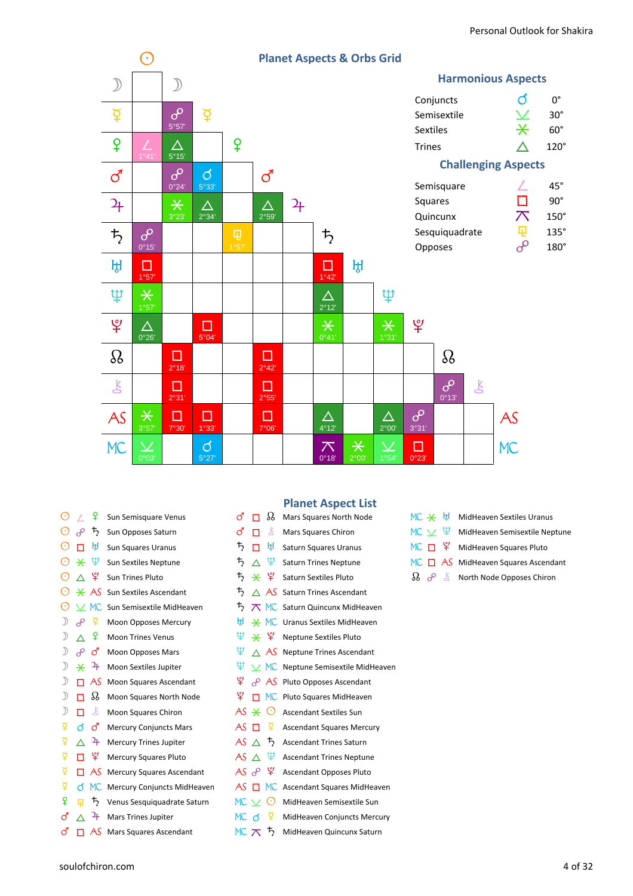## Planet Aspects & Orbs Grid

| | ☉ Sun | ☽ Moon | ☿ Mercury | ♀ Venus | ♂ Mars | ♃ Jupiter | ♄ Saturn | ♅ Uranus | ♆ Neptune | ♇ Pluto | ☊ Node | ⚷ Chiron |
|---|---|---|---|---|---|---|---|---|---|---|---|---|
| ☽ Moon | | | | | | | | | | | | |
| ☿ Mercury | | ☍ 5°57' | | | | | | | | | | |
| ♀ Venus | ∠ 1°41' | △ 5°15' | | | | | | | | | | |
| ♂ Mars | | ☍ 0°24' | ☌ 5°33' | | | | | | | | | |
| ♃ Jupiter | | ⚹ 3°23' | △ 2°34' | | △ 2°59' | | | | | | | |
| ♄ Saturn | ☍ 0°15' | | | ⚼ 1°57' | | | | | | | | |
| ♅ Uranus | □ 1°57' | | | | | | □ 1°42' | | | | | |
| ♆ Neptune | ⚹ 1°57' | | | | | | △ 2°12' | | | | | |
| ♇ Pluto | △ 0°26' | | □ 5°04' | | | | ⚹ 0°41' | | ⚹ 1°31' | | | |
| ☊ Node | | □ 2°18' | | | □ 2°42' | | | | | | | |
| ⚷ Chiron | | □ 2°31' | | | □ 2°55' | | | | | | ☍ 0°13' | |
| AS | ⚹ 3°57' | □ 7°30' | □ 1°33' | | □ 7°06' | | △ 4°12' | | △ 2°00' | ☍ 3°31' | | |
| MC | ⚺ 0°03' | | ☌ 5°27' | | | | ⚻ 0°18' | ⚹ 2°00' | ⚺ 1°54' | □ 0°23' | | |

### Harmonious Aspects

| Aspect | Symbol | Degrees |
|---|---|---|
| Conjuncts | ☌ | 0° |
| Semisextile | ⚺ | 30° |
| Sextiles | ⚹ | 60° |
| Trines | △ | 120° |

### Challenging Aspects

| Aspect | Symbol | Degrees |
|---|---|---|
| Semisquare | ∠ | 45° |
| Squares | □ | 90° |
| Quincunx | ⚻ | 150° |
| Sesquiquadrate | ⚼ | 135° |
| Opposes | ☍ | 180° |

## Planet Aspect List

- Sun Semisquare Venus
- Sun Opposes Saturn
- Sun Squares Uranus
- Sun Sextiles Neptune
- Sun Trines Pluto
- Sun Sextiles Ascendant
- Sun Semisextile MidHeaven
- Moon Opposes Mercury
- Moon Trines Venus
- Moon Opposes Mars
- Moon Sextiles Jupiter
- Moon Squares Ascendant
- Moon Squares North Node
- Moon Squares Chiron
- Mercury Conjuncts Mars
- Mercury Trines Jupiter
- Mercury Squares Pluto
- Mercury Squares Ascendant
- Mercury Conjuncts MidHeaven
- Venus Sesquiquadrate Saturn
- Mars Trines Jupiter
- Mars Squares Ascendant
- Mars Squares North Node
- Mars Squares Chiron
- Saturn Squares Uranus
- Saturn Trines Neptune
- Saturn Sextiles Pluto
- Saturn Trines Ascendant
- Saturn Quincunx MidHeaven
- Uranus Sextiles MidHeaven
- Neptune Sextiles Pluto
- Neptune Trines Ascendant
- Neptune Semisextile MidHeaven
- Pluto Opposes Ascendant
- Pluto Squares MidHeaven
- Ascendant Sextiles Sun
- Ascendant Squares Mercury
- Ascendant Trines Saturn
- Ascendant Trines Neptune
- Ascendant Opposes Pluto
- Ascendant Squares MidHeaven
- MidHeaven Semisextile Sun
- MidHeaven Conjuncts Mercury
- MidHeaven Quincunx Saturn
- MidHeaven Sextiles Uranus
- MidHeaven Semisextile Neptune
- MidHeaven Squares Pluto
- MidHeaven Squares Ascendant
- North Node Opposes Chiron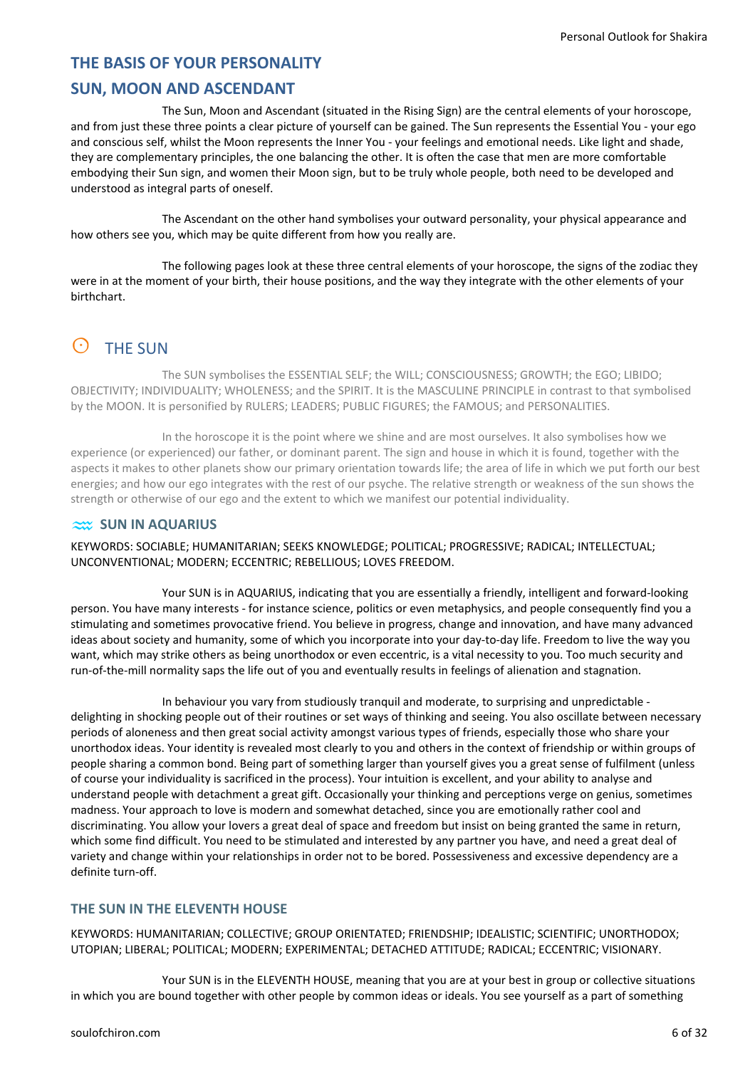## THE BASIS OF YOUR PERSONALITY

## SUN, MOON AND ASCENDANT

The Sun, Moon and Ascendant (situated in the Rising Sign) are the central elements of your horoscope, and from just these three points a clear picture of yourself can be gained. The Sun represents the Essential You - your ego and conscious self, whilst the Moon represents the Inner You - your feelings and emotional needs. Like light and shade, they are complementary principles, the one balancing the other. It is often the case that men are more comfortable embodying their Sun sign, and women their Moon sign, but to be truly whole people, both need to be developed and understood as integral parts of oneself.

The Ascendant on the other hand symbolises your outward personality, your physical appearance and how others see you, which may be quite different from how you really are.

The following pages look at these three central elements of your horoscope, the signs of the zodiac they were in at the moment of your birth, their house positions, and the way they integrate with the other elements of your birthchart.

## ☉ THE SUN

The SUN symbolises the ESSENTIAL SELF; the WILL; CONSCIOUSNESS; GROWTH; the EGO; LIBIDO; OBJECTIVITY; INDIVIDUALITY; WHOLENESS; and the SPIRIT. It is the MASCULINE PRINCIPLE in contrast to that symbolised by the MOON. It is personified by RULERS; LEADERS; PUBLIC FIGURES; the FAMOUS; and PERSONALITIES.

In the horoscope it is the point where we shine and are most ourselves. It also symbolises how we experience (or experienced) our father, or dominant parent. The sign and house in which it is found, together with the aspects it makes to other planets show our primary orientation towards life; the area of life in which we put forth our best energies; and how our ego integrates with the rest of our psyche. The relative strength or weakness of the sun shows the strength or otherwise of our ego and the extent to which we manifest our potential individuality.

### ♒ SUN IN AQUARIUS

KEYWORDS: SOCIABLE; HUMANITARIAN; SEEKS KNOWLEDGE; POLITICAL; PROGRESSIVE; RADICAL; INTELLECTUAL; UNCONVENTIONAL; MODERN; ECCENTRIC; REBELLIOUS; LOVES FREEDOM.

Your SUN is in AQUARIUS, indicating that you are essentially a friendly, intelligent and forward-looking person. You have many interests - for instance science, politics or even metaphysics, and people consequently find you a stimulating and sometimes provocative friend. You believe in progress, change and innovation, and have many advanced ideas about society and humanity, some of which you incorporate into your day-to-day life. Freedom to live the way you want, which may strike others as being unorthodox or even eccentric, is a vital necessity to you. Too much security and run-of-the-mill normality saps the life out of you and eventually results in feelings of alienation and stagnation.

In behaviour you vary from studiously tranquil and moderate, to surprising and unpredictable - delighting in shocking people out of their routines or set ways of thinking and seeing. You also oscillate between necessary periods of aloneness and then great social activity amongst various types of friends, especially those who share your unorthodox ideas. Your identity is revealed most clearly to you and others in the context of friendship or within groups of people sharing a common bond. Being part of something larger than yourself gives you a great sense of fulfilment (unless of course your individuality is sacrificed in the process). Your intuition is excellent, and your ability to analyse and understand people with detachment a great gift. Occasionally your thinking and perceptions verge on genius, sometimes madness. Your approach to love is modern and somewhat detached, since you are emotionally rather cool and discriminating. You allow your lovers a great deal of space and freedom but insist on being granted the same in return, which some find difficult. You need to be stimulated and interested by any partner you have, and need a great deal of variety and change within your relationships in order not to be bored. Possessiveness and excessive dependency are a definite turn-off.

### THE SUN IN THE ELEVENTH HOUSE

KEYWORDS: HUMANITARIAN; COLLECTIVE; GROUP ORIENTATED; FRIENDSHIP; IDEALISTIC; SCIENTIFIC; UNORTHODOX; UTOPIAN; LIBERAL; POLITICAL; MODERN; EXPERIMENTAL; DETACHED ATTITUDE; RADICAL; ECCENTRIC; VISIONARY.

Your SUN is in the ELEVENTH HOUSE, meaning that you are at your best in group or collective situations in which you are bound together with other people by common ideas or ideals. You see yourself as a part of something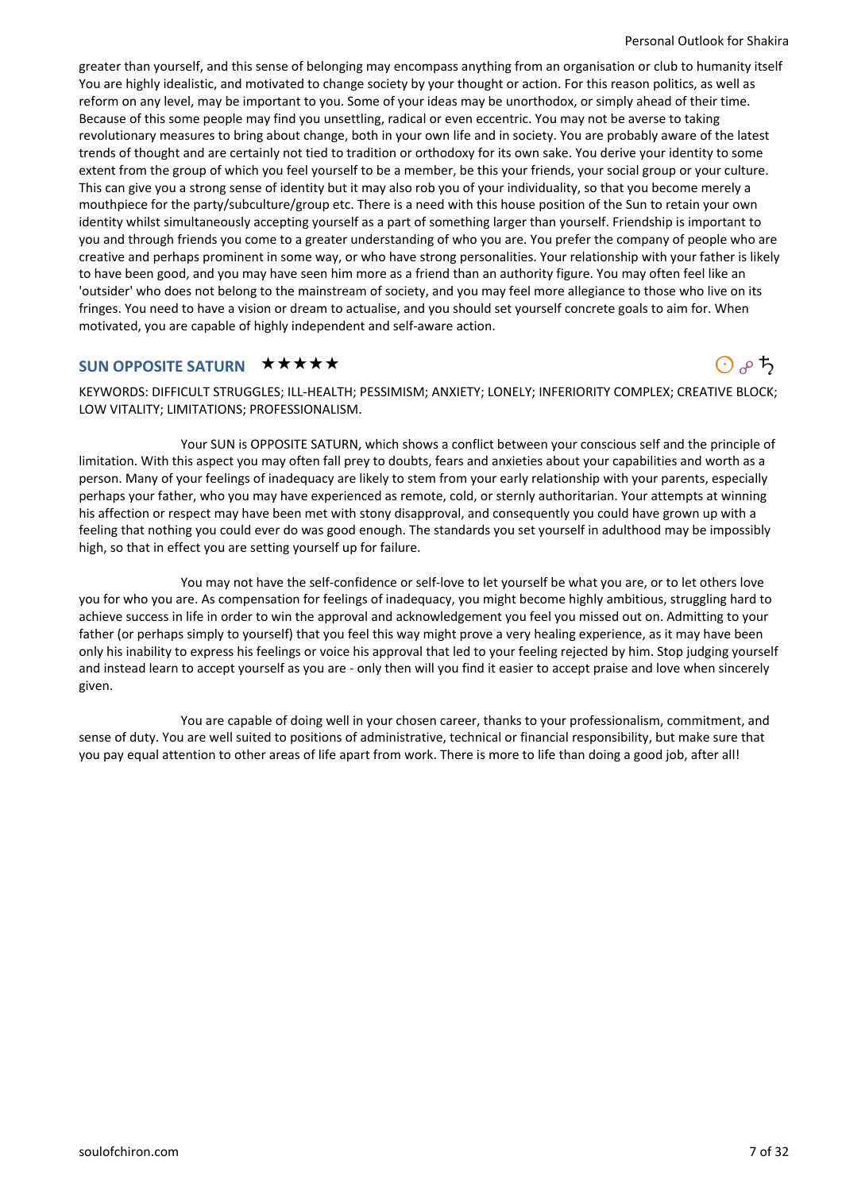greater than yourself, and this sense of belonging may encompass anything from an organisation or club to humanity itself You are highly idealistic, and motivated to change society by your thought or action. For this reason politics, as well as reform on any level, may be important to you. Some of your ideas may be unorthodox, or simply ahead of their time. Because of this some people may find you unsettling, radical or even eccentric. You may not be averse to taking revolutionary measures to bring about change, both in your own life and in society. You are probably aware of the latest trends of thought and are certainly not tied to tradition or orthodoxy for its own sake. You derive your identity to some extent from the group of which you feel yourself to be a member, be this your friends, your social group or your culture. This can give you a strong sense of identity but it may also rob you of your individuality, so that you become merely a mouthpiece for the party/subculture/group etc. There is a need with this house position of the Sun to retain your own identity whilst simultaneously accepting yourself as a part of something larger than yourself. Friendship is important to you and through friends you come to a greater understanding of who you are. You prefer the company of people who are creative and perhaps prominent in some way, or who have strong personalities. Your relationship with your father is likely to have been good, and you may have seen him more as a friend than an authority figure. You may often feel like an 'outsider' who does not belong to the mainstream of society, and you may feel more allegiance to those who live on its fringes. You need to have a vision or dream to actualise, and you should set yourself concrete goals to aim for. When motivated, you are capable of highly independent and self-aware action.

## SUN OPPOSITE SATURN ★★★★★ ☉ ☍ ♄

KEYWORDS: DIFFICULT STRUGGLES; ILL-HEALTH; PESSIMISM; ANXIETY; LONELY; INFERIORITY COMPLEX; CREATIVE BLOCK; LOW VITALITY; LIMITATIONS; PROFESSIONALISM.

Your SUN is OPPOSITE SATURN, which shows a conflict between your conscious self and the principle of limitation. With this aspect you may often fall prey to doubts, fears and anxieties about your capabilities and worth as a person. Many of your feelings of inadequacy are likely to stem from your early relationship with your parents, especially perhaps your father, who you may have experienced as remote, cold, or sternly authoritarian. Your attempts at winning his affection or respect may have been met with stony disapproval, and consequently you could have grown up with a feeling that nothing you could ever do was good enough. The standards you set yourself in adulthood may be impossibly high, so that in effect you are setting yourself up for failure.

You may not have the self-confidence or self-love to let yourself be what you are, or to let others love you for who you are. As compensation for feelings of inadequacy, you might become highly ambitious, struggling hard to achieve success in life in order to win the approval and acknowledgement you feel you missed out on. Admitting to your father (or perhaps simply to yourself) that you feel this way might prove a very healing experience, as it may have been only his inability to express his feelings or voice his approval that led to your feeling rejected by him. Stop judging yourself and instead learn to accept yourself as you are - only then will you find it easier to accept praise and love when sincerely given.

You are capable of doing well in your chosen career, thanks to your professionalism, commitment, and sense of duty. You are well suited to positions of administrative, technical or financial responsibility, but make sure that you pay equal attention to other areas of life apart from work. There is more to life than doing a good job, after all!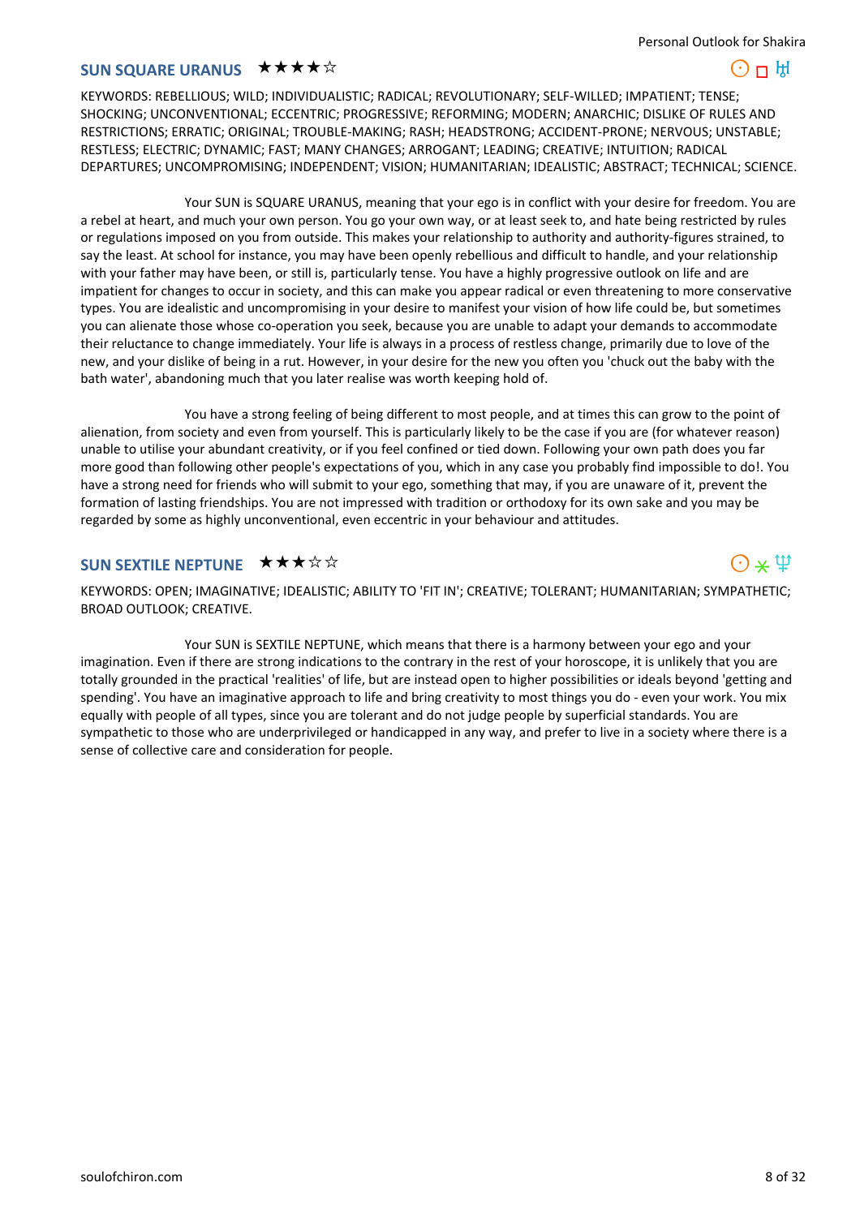## SUN SQUARE URANUS ★★★★☆

☉ □ ♅

KEYWORDS: REBELLIOUS; WILD; INDIVIDUALISTIC; RADICAL; REVOLUTIONARY; SELF-WILLED; IMPATIENT; TENSE; SHOCKING; UNCONVENTIONAL; ECCENTRIC; PROGRESSIVE; REFORMING; MODERN; ANARCHIC; DISLIKE OF RULES AND RESTRICTIONS; ERRATIC; ORIGINAL; TROUBLE-MAKING; RASH; HEADSTRONG; ACCIDENT-PRONE; NERVOUS; UNSTABLE; RESTLESS; ELECTRIC; DYNAMIC; FAST; MANY CHANGES; ARROGANT; LEADING; CREATIVE; INTUITION; RADICAL DEPARTURES; UNCOMPROMISING; INDEPENDENT; VISION; HUMANITARIAN; IDEALISTIC; ABSTRACT; TECHNICAL; SCIENCE.

Your SUN is SQUARE URANUS, meaning that your ego is in conflict with your desire for freedom. You are a rebel at heart, and much your own person. You go your own way, or at least seek to, and hate being restricted by rules or regulations imposed on you from outside. This makes your relationship to authority and authority-figures strained, to say the least. At school for instance, you may have been openly rebellious and difficult to handle, and your relationship with your father may have been, or still is, particularly tense. You have a highly progressive outlook on life and are impatient for changes to occur in society, and this can make you appear radical or even threatening to more conservative types. You are idealistic and uncompromising in your desire to manifest your vision of how life could be, but sometimes you can alienate those whose co-operation you seek, because you are unable to adapt your demands to accommodate their reluctance to change immediately. Your life is always in a process of restless change, primarily due to love of the new, and your dislike of being in a rut. However, in your desire for the new you often you 'chuck out the baby with the bath water', abandoning much that you later realise was worth keeping hold of.

You have a strong feeling of being different to most people, and at times this can grow to the point of alienation, from society and even from yourself. This is particularly likely to be the case if you are (for whatever reason) unable to utilise your abundant creativity, or if you feel confined or tied down. Following your own path does you far more good than following other people's expectations of you, which in any case you probably find impossible to do!. You have a strong need for friends who will submit to your ego, something that may, if you are unaware of it, prevent the formation of lasting friendships. You are not impressed with tradition or orthodoxy for its own sake and you may be regarded by some as highly unconventional, even eccentric in your behaviour and attitudes.

## SUN SEXTILE NEPTUNE ★★★☆☆

☉ ⚹ ♆

KEYWORDS: OPEN; IMAGINATIVE; IDEALISTIC; ABILITY TO 'FIT IN'; CREATIVE; TOLERANT; HUMANITARIAN; SYMPATHETIC; BROAD OUTLOOK; CREATIVE.

Your SUN is SEXTILE NEPTUNE, which means that there is a harmony between your ego and your imagination. Even if there are strong indications to the contrary in the rest of your horoscope, it is unlikely that you are totally grounded in the practical 'realities' of life, but are instead open to higher possibilities or ideals beyond 'getting and spending'. You have an imaginative approach to life and bring creativity to most things you do - even your work. You mix equally with people of all types, since you are tolerant and do not judge people by superficial standards. You are sympathetic to those who are underprivileged or handicapped in any way, and prefer to live in a society where there is a sense of collective care and consideration for people.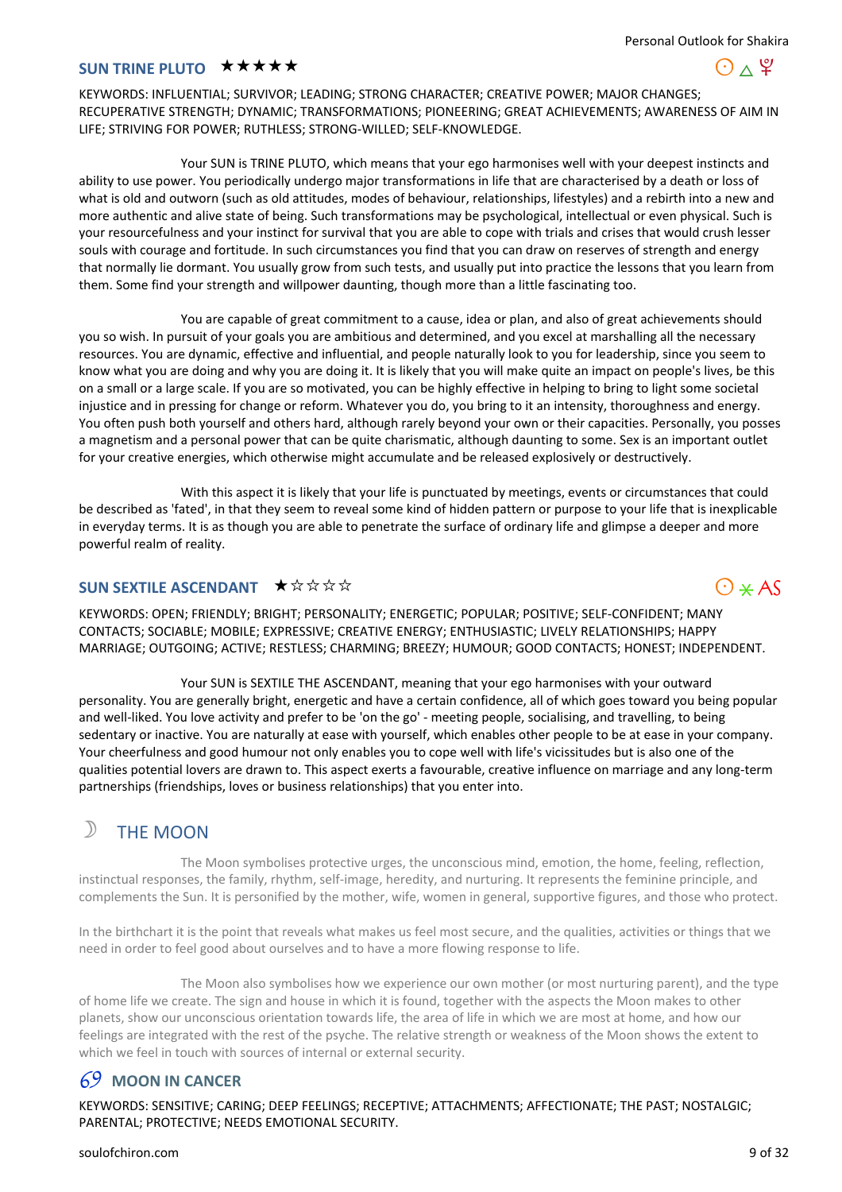## SUN TRINE PLUTO ★★★★★

☉ △ ♇

KEYWORDS: INFLUENTIAL; SURVIVOR; LEADING; STRONG CHARACTER; CREATIVE POWER; MAJOR CHANGES; RECUPERATIVE STRENGTH; DYNAMIC; TRANSFORMATIONS; PIONEERING; GREAT ACHIEVEMENTS; AWARENESS OF AIM IN LIFE; STRIVING FOR POWER; RUTHLESS; STRONG-WILLED; SELF-KNOWLEDGE.

Your SUN is TRINE PLUTO, which means that your ego harmonises well with your deepest instincts and ability to use power. You periodically undergo major transformations in life that are characterised by a death or loss of what is old and outworn (such as old attitudes, modes of behaviour, relationships, lifestyles) and a rebirth into a new and more authentic and alive state of being. Such transformations may be psychological, intellectual or even physical. Such is your resourcefulness and your instinct for survival that you are able to cope with trials and crises that would crush lesser souls with courage and fortitude. In such circumstances you find that you can draw on reserves of strength and energy that normally lie dormant. You usually grow from such tests, and usually put into practice the lessons that you learn from them. Some find your strength and willpower daunting, though more than a little fascinating too.

You are capable of great commitment to a cause, idea or plan, and also of great achievements should you so wish. In pursuit of your goals you are ambitious and determined, and you excel at marshalling all the necessary resources. You are dynamic, effective and influential, and people naturally look to you for leadership, since you seem to know what you are doing and why you are doing it. It is likely that you will make quite an impact on people's lives, be this on a small or a large scale. If you are so motivated, you can be highly effective in helping to bring to light some societal injustice and in pressing for change or reform. Whatever you do, you bring to it an intensity, thoroughness and energy. You often push both yourself and others hard, although rarely beyond your own or their capacities. Personally, you posses a magnetism and a personal power that can be quite charismatic, although daunting to some. Sex is an important outlet for your creative energies, which otherwise might accumulate and be released explosively or destructively.

With this aspect it is likely that your life is punctuated by meetings, events or circumstances that could be described as 'fated', in that they seem to reveal some kind of hidden pattern or purpose to your life that is inexplicable in everyday terms. It is as though you are able to penetrate the surface of ordinary life and glimpse a deeper and more powerful realm of reality.

## SUN SEXTILE ASCENDANT ★☆☆☆☆

☉ ⚹ AS

KEYWORDS: OPEN; FRIENDLY; BRIGHT; PERSONALITY; ENERGETIC; POPULAR; POSITIVE; SELF-CONFIDENT; MANY CONTACTS; SOCIABLE; MOBILE; EXPRESSIVE; CREATIVE ENERGY; ENTHUSIASTIC; LIVELY RELATIONSHIPS; HAPPY MARRIAGE; OUTGOING; ACTIVE; RESTLESS; CHARMING; BREEZY; HUMOUR; GOOD CONTACTS; HONEST; INDEPENDENT.

Your SUN is SEXTILE THE ASCENDANT, meaning that your ego harmonises with your outward personality. You are generally bright, energetic and have a certain confidence, all of which goes toward you being popular and well-liked. You love activity and prefer to be 'on the go' - meeting people, socialising, and travelling, to being sedentary or inactive. You are naturally at ease with yourself, which enables other people to be at ease in your company. Your cheerfulness and good humour not only enables you to cope well with life's vicissitudes but is also one of the qualities potential lovers are drawn to. This aspect exerts a favourable, creative influence on marriage and any long-term partnerships (friendships, loves or business relationships) that you enter into.

# ☽ THE MOON

The Moon symbolises protective urges, the unconscious mind, emotion, the home, feeling, reflection, instinctual responses, the family, rhythm, self-image, heredity, and nurturing. It represents the feminine principle, and complements the Sun. It is personified by the mother, wife, women in general, supportive figures, and those who protect.

In the birthchart it is the point that reveals what makes us feel most secure, and the qualities, activities or things that we need in order to feel good about ourselves and to have a more flowing response to life.

The Moon also symbolises how we experience our own mother (or most nurturing parent), and the type of home life we create. The sign and house in which it is found, together with the aspects the Moon makes to other planets, show our unconscious orientation towards life, the area of life in which we are most at home, and how our feelings are integrated with the rest of the psyche. The relative strength or weakness of the Moon shows the extent to which we feel in touch with sources of internal or external security.

## ♋ MOON IN CANCER

KEYWORDS: SENSITIVE; CARING; DEEP FEELINGS; RECEPTIVE; ATTACHMENTS; AFFECTIONATE; THE PAST; NOSTALGIC; PARENTAL; PROTECTIVE; NEEDS EMOTIONAL SECURITY.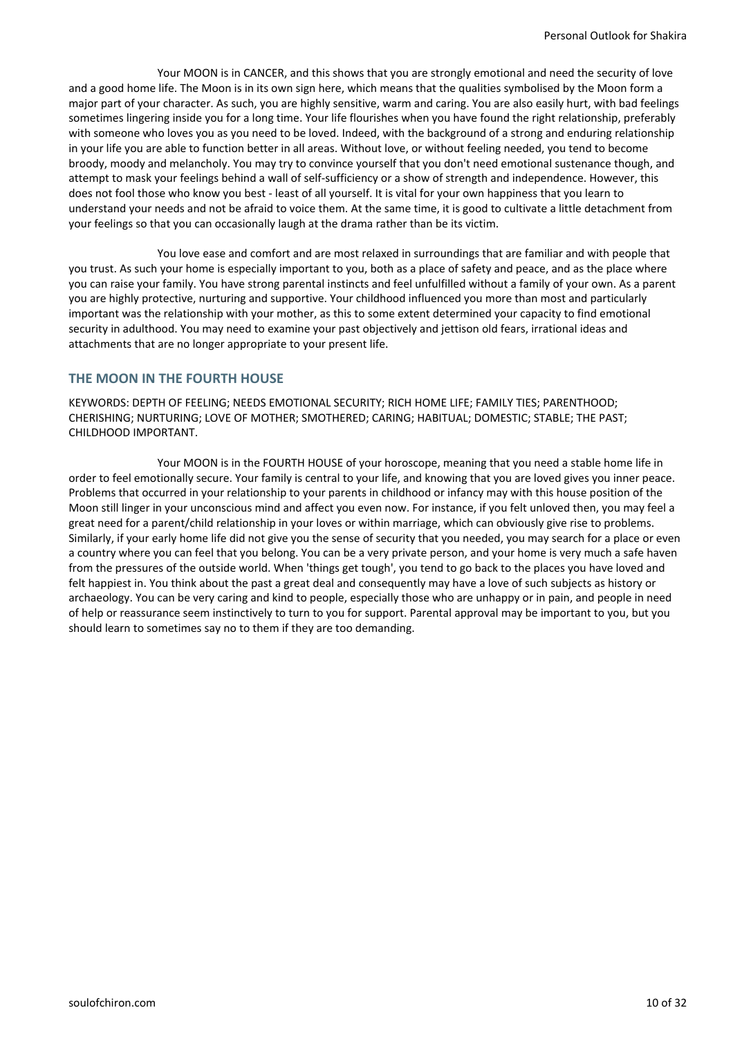Your MOON is in CANCER, and this shows that you are strongly emotional and need the security of love and a good home life. The Moon is in its own sign here, which means that the qualities symbolised by the Moon form a major part of your character. As such, you are highly sensitive, warm and caring. You are also easily hurt, with bad feelings sometimes lingering inside you for a long time. Your life flourishes when you have found the right relationship, preferably with someone who loves you as you need to be loved. Indeed, with the background of a strong and enduring relationship in your life you are able to function better in all areas. Without love, or without feeling needed, you tend to become broody, moody and melancholy. You may try to convince yourself that you don't need emotional sustenance though, and attempt to mask your feelings behind a wall of self-sufficiency or a show of strength and independence. However, this does not fool those who know you best - least of all yourself. It is vital for your own happiness that you learn to understand your needs and not be afraid to voice them. At the same time, it is good to cultivate a little detachment from your feelings so that you can occasionally laugh at the drama rather than be its victim.

You love ease and comfort and are most relaxed in surroundings that are familiar and with people that you trust. As such your home is especially important to you, both as a place of safety and peace, and as the place where you can raise your family. You have strong parental instincts and feel unfulfilled without a family of your own. As a parent you are highly protective, nurturing and supportive. Your childhood influenced you more than most and particularly important was the relationship with your mother, as this to some extent determined your capacity to find emotional security in adulthood. You may need to examine your past objectively and jettison old fears, irrational ideas and attachments that are no longer appropriate to your present life.

## THE MOON IN THE FOURTH HOUSE

KEYWORDS: DEPTH OF FEELING; NEEDS EMOTIONAL SECURITY; RICH HOME LIFE; FAMILY TIES; PARENTHOOD; CHERISHING; NURTURING; LOVE OF MOTHER; SMOTHERED; CARING; HABITUAL; DOMESTIC; STABLE; THE PAST; CHILDHOOD IMPORTANT.

Your MOON is in the FOURTH HOUSE of your horoscope, meaning that you need a stable home life in order to feel emotionally secure. Your family is central to your life, and knowing that you are loved gives you inner peace. Problems that occurred in your relationship to your parents in childhood or infancy may with this house position of the Moon still linger in your unconscious mind and affect you even now. For instance, if you felt unloved then, you may feel a great need for a parent/child relationship in your loves or within marriage, which can obviously give rise to problems. Similarly, if your early home life did not give you the sense of security that you needed, you may search for a place or even a country where you can feel that you belong. You can be a very private person, and your home is very much a safe haven from the pressures of the outside world. When 'things get tough', you tend to go back to the places you have loved and felt happiest in. You think about the past a great deal and consequently may have a love of such subjects as history or archaeology. You can be very caring and kind to people, especially those who are unhappy or in pain, and people in need of help or reassurance seem instinctively to turn to you for support. Parental approval may be important to you, but you should learn to sometimes say no to them if they are too demanding.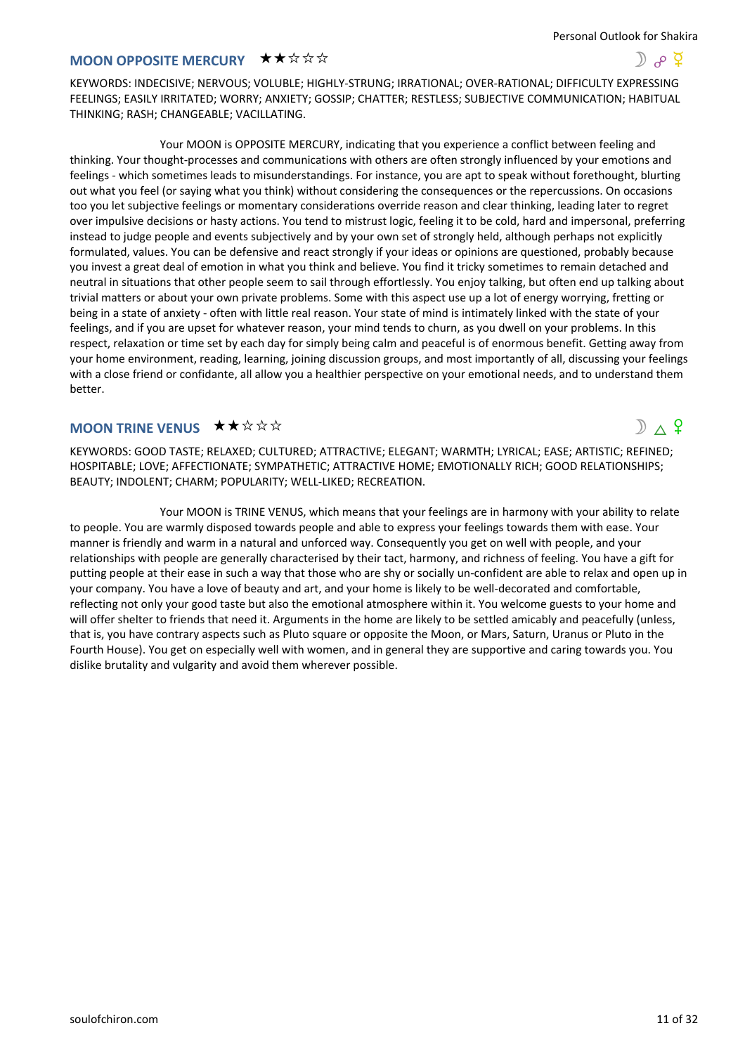## MOON OPPOSITE MERCURY ★★☆☆☆

☽ ☍ ☿

KEYWORDS: INDECISIVE; NERVOUS; VOLUBLE; HIGHLY-STRUNG; IRRATIONAL; OVER-RATIONAL; DIFFICULTY EXPRESSING FEELINGS; EASILY IRRITATED; WORRY; ANXIETY; GOSSIP; CHATTER; RESTLESS; SUBJECTIVE COMMUNICATION; HABITUAL THINKING; RASH; CHANGEABLE; VACILLATING.

Your MOON is OPPOSITE MERCURY, indicating that you experience a conflict between feeling and thinking. Your thought-processes and communications with others are often strongly influenced by your emotions and feelings - which sometimes leads to misunderstandings. For instance, you are apt to speak without forethought, blurting out what you feel (or saying what you think) without considering the consequences or the repercussions. On occasions too you let subjective feelings or momentary considerations override reason and clear thinking, leading later to regret over impulsive decisions or hasty actions. You tend to mistrust logic, feeling it to be cold, hard and impersonal, preferring instead to judge people and events subjectively and by your own set of strongly held, although perhaps not explicitly formulated, values. You can be defensive and react strongly if your ideas or opinions are questioned, probably because you invest a great deal of emotion in what you think and believe. You find it tricky sometimes to remain detached and neutral in situations that other people seem to sail through effortlessly. You enjoy talking, but often end up talking about trivial matters or about your own private problems. Some with this aspect use up a lot of energy worrying, fretting or being in a state of anxiety - often with little real reason. Your state of mind is intimately linked with the state of your feelings, and if you are upset for whatever reason, your mind tends to churn, as you dwell on your problems. In this respect, relaxation or time set by each day for simply being calm and peaceful is of enormous benefit. Getting away from your home environment, reading, learning, joining discussion groups, and most importantly of all, discussing your feelings with a close friend or confidante, all allow you a healthier perspective on your emotional needs, and to understand them better.

## MOON TRINE VENUS ★★☆☆☆

☽ △ ♀

KEYWORDS: GOOD TASTE; RELAXED; CULTURED; ATTRACTIVE; ELEGANT; WARMTH; LYRICAL; EASE; ARTISTIC; REFINED; HOSPITABLE; LOVE; AFFECTIONATE; SYMPATHETIC; ATTRACTIVE HOME; EMOTIONALLY RICH; GOOD RELATIONSHIPS; BEAUTY; INDOLENT; CHARM; POPULARITY; WELL-LIKED; RECREATION.

Your MOON is TRINE VENUS, which means that your feelings are in harmony with your ability to relate to people. You are warmly disposed towards people and able to express your feelings towards them with ease. Your manner is friendly and warm in a natural and unforced way. Consequently you get on well with people, and your relationships with people are generally characterised by their tact, harmony, and richness of feeling. You have a gift for putting people at their ease in such a way that those who are shy or socially un-confident are able to relax and open up in your company. You have a love of beauty and art, and your home is likely to be well-decorated and comfortable, reflecting not only your good taste but also the emotional atmosphere within it. You welcome guests to your home and will offer shelter to friends that need it. Arguments in the home are likely to be settled amicably and peacefully (unless, that is, you have contrary aspects such as Pluto square or opposite the Moon, or Mars, Saturn, Uranus or Pluto in the Fourth House). You get on especially well with women, and in general they are supportive and caring towards you. You dislike brutality and vulgarity and avoid them wherever possible.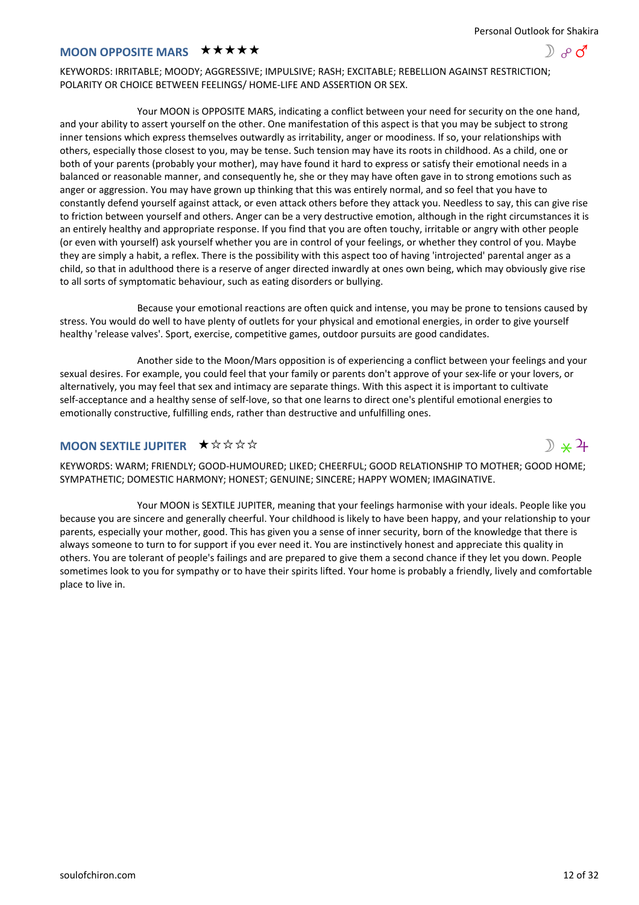## MOON OPPOSITE MARS ★★★★★

☽ ☍ ♂

KEYWORDS: IRRITABLE; MOODY; AGGRESSIVE; IMPULSIVE; RASH; EXCITABLE; REBELLION AGAINST RESTRICTION; POLARITY OR CHOICE BETWEEN FEELINGS/ HOME-LIFE AND ASSERTION OR SEX.

Your MOON is OPPOSITE MARS, indicating a conflict between your need for security on the one hand, and your ability to assert yourself on the other. One manifestation of this aspect is that you may be subject to strong inner tensions which express themselves outwardly as irritability, anger or moodiness. If so, your relationships with others, especially those closest to you, may be tense. Such tension may have its roots in childhood. As a child, one or both of your parents (probably your mother), may have found it hard to express or satisfy their emotional needs in a balanced or reasonable manner, and consequently he, she or they may have often gave in to strong emotions such as anger or aggression. You may have grown up thinking that this was entirely normal, and so feel that you have to constantly defend yourself against attack, or even attack others before they attack you. Needless to say, this can give rise to friction between yourself and others. Anger can be a very destructive emotion, although in the right circumstances it is an entirely healthy and appropriate response. If you find that you are often touchy, irritable or angry with other people (or even with yourself) ask yourself whether you are in control of your feelings, or whether they control of you. Maybe they are simply a habit, a reflex. There is the possibility with this aspect too of having 'introjected' parental anger as a child, so that in adulthood there is a reserve of anger directed inwardly at ones own being, which may obviously give rise to all sorts of symptomatic behaviour, such as eating disorders or bullying.

Because your emotional reactions are often quick and intense, you may be prone to tensions caused by stress. You would do well to have plenty of outlets for your physical and emotional energies, in order to give yourself healthy 'release valves'. Sport, exercise, competitive games, outdoor pursuits are good candidates.

Another side to the Moon/Mars opposition is of experiencing a conflict between your feelings and your sexual desires. For example, you could feel that your family or parents don't approve of your sex-life or your lovers, or alternatively, you may feel that sex and intimacy are separate things. With this aspect it is important to cultivate self-acceptance and a healthy sense of self-love, so that one learns to direct one's plentiful emotional energies to emotionally constructive, fulfilling ends, rather than destructive and unfulfilling ones.

## MOON SEXTILE JUPITER ★☆☆☆☆

☽ ⚹ ♃

KEYWORDS: WARM; FRIENDLY; GOOD-HUMOURED; LIKED; CHEERFUL; GOOD RELATIONSHIP TO MOTHER; GOOD HOME; SYMPATHETIC; DOMESTIC HARMONY; HONEST; GENUINE; SINCERE; HAPPY WOMEN; IMAGINATIVE.

Your MOON is SEXTILE JUPITER, meaning that your feelings harmonise with your ideals. People like you because you are sincere and generally cheerful. Your childhood is likely to have been happy, and your relationship to your parents, especially your mother, good. This has given you a sense of inner security, born of the knowledge that there is always someone to turn to for support if you ever need it. You are instinctively honest and appreciate this quality in others. You are tolerant of people's failings and are prepared to give them a second chance if they let you down. People sometimes look to you for sympathy or to have their spirits lifted. Your home is probably a friendly, lively and comfortable place to live in.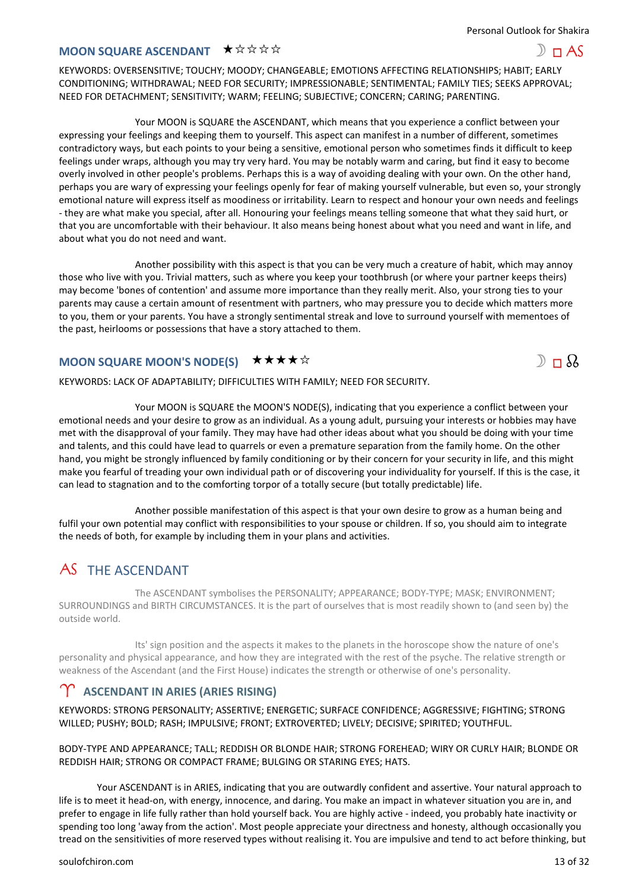## MOON SQUARE ASCENDANT ★☆☆☆☆

☽ □ AS

KEYWORDS: OVERSENSITIVE; TOUCHY; MOODY; CHANGEABLE; EMOTIONS AFFECTING RELATIONSHIPS; HABIT; EARLY CONDITIONING; WITHDRAWAL; NEED FOR SECURITY; IMPRESSIONABLE; SENTIMENTAL; FAMILY TIES; SEEKS APPROVAL; NEED FOR DETACHMENT; SENSITIVITY; WARM; FEELING; SUBJECTIVE; CONCERN; CARING; PARENTING.

Your MOON is SQUARE the ASCENDANT, which means that you experience a conflict between your expressing your feelings and keeping them to yourself. This aspect can manifest in a number of different, sometimes contradictory ways, but each points to your being a sensitive, emotional person who sometimes finds it difficult to keep feelings under wraps, although you may try very hard. You may be notably warm and caring, but find it easy to become overly involved in other people's problems. Perhaps this is a way of avoiding dealing with your own. On the other hand, perhaps you are wary of expressing your feelings openly for fear of making yourself vulnerable, but even so, your strongly emotional nature will express itself as moodiness or irritability. Learn to respect and honour your own needs and feelings - they are what make you special, after all. Honouring your feelings means telling someone that what they said hurt, or that you are uncomfortable with their behaviour. It also means being honest about what you need and want in life, and about what you do not need and want.

Another possibility with this aspect is that you can be very much a creature of habit, which may annoy those who live with you. Trivial matters, such as where you keep your toothbrush (or where your partner keeps theirs) may become 'bones of contention' and assume more importance than they really merit. Also, your strong ties to your parents may cause a certain amount of resentment with partners, who may pressure you to decide which matters more to you, them or your parents. You have a strongly sentimental streak and love to surround yourself with mementoes of the past, heirlooms or possessions that have a story attached to them.

## MOON SQUARE MOON'S NODE(S) ★★★★☆

☽ □ ☊

KEYWORDS: LACK OF ADAPTABILITY; DIFFICULTIES WITH FAMILY; NEED FOR SECURITY.

Your MOON is SQUARE the MOON'S NODE(S), indicating that you experience a conflict between your emotional needs and your desire to grow as an individual. As a young adult, pursuing your interests or hobbies may have met with the disapproval of your family. They may have had other ideas about what you should be doing with your time and talents, and this could have lead to quarrels or even a premature separation from the family home. On the other hand, you might be strongly influenced by family conditioning or by their concern for your security in life, and this might make you fearful of treading your own individual path or of discovering your individuality for yourself. If this is the case, it can lead to stagnation and to the comforting torpor of a totally secure (but totally predictable) life.

Another possible manifestation of this aspect is that your own desire to grow as a human being and fulfil your own potential may conflict with responsibilities to your spouse or children. If so, you should aim to integrate the needs of both, for example by including them in your plans and activities.

# AS THE ASCENDANT

The ASCENDANT symbolises the PERSONALITY; APPEARANCE; BODY-TYPE; MASK; ENVIRONMENT; SURROUNDINGS and BIRTH CIRCUMSTANCES. It is the part of ourselves that is most readily shown to (and seen by) the outside world.

Its' sign position and the aspects it makes to the planets in the horoscope show the nature of one's personality and physical appearance, and how they are integrated with the rest of the psyche. The relative strength or weakness of the Ascendant (and the First House) indicates the strength or otherwise of one's personality.

## ♈ ASCENDANT IN ARIES (ARIES RISING)

KEYWORDS: STRONG PERSONALITY; ASSERTIVE; ENERGETIC; SURFACE CONFIDENCE; AGGRESSIVE; FIGHTING; STRONG WILLED; PUSHY; BOLD; RASH; IMPULSIVE; FRONT; EXTROVERTED; LIVELY; DECISIVE; SPIRITED; YOUTHFUL.

BODY-TYPE AND APPEARANCE; TALL; REDDISH OR BLONDE HAIR; STRONG FOREHEAD; WIRY OR CURLY HAIR; BLONDE OR REDDISH HAIR; STRONG OR COMPACT FRAME; BULGING OR STARING EYES; HATS.

Your ASCENDANT is in ARIES, indicating that you are outwardly confident and assertive. Your natural approach to life is to meet it head-on, with energy, innocence, and daring. You make an impact in whatever situation you are in, and prefer to engage in life fully rather than hold yourself back. You are highly active - indeed, you probably hate inactivity or spending too long 'away from the action'. Most people appreciate your directness and honesty, although occasionally you tread on the sensitivities of more reserved types without realising it. You are impulsive and tend to act before thinking, but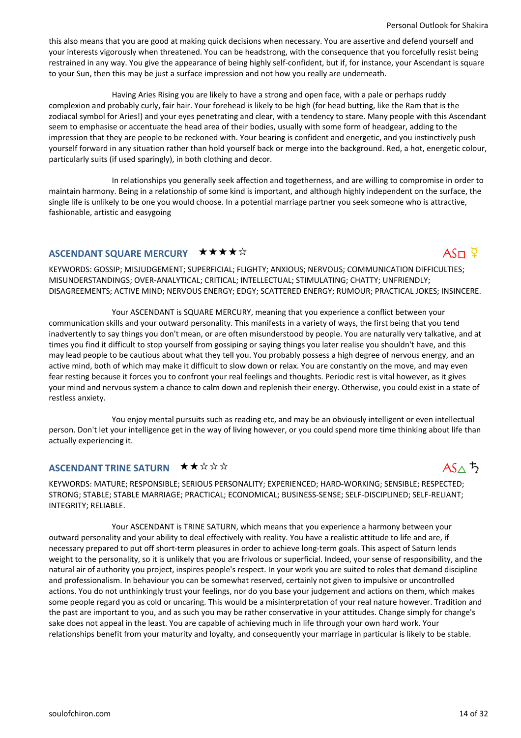this also means that you are good at making quick decisions when necessary. You are assertive and defend yourself and your interests vigorously when threatened. You can be headstrong, with the consequence that you forcefully resist being restrained in any way. You give the appearance of being highly self-confident, but if, for instance, your Ascendant is square to your Sun, then this may be just a surface impression and not how you really are underneath.

Having Aries Rising you are likely to have a strong and open face, with a pale or perhaps ruddy complexion and probably curly, fair hair. Your forehead is likely to be high (for head butting, like the Ram that is the zodiacal symbol for Aries!) and your eyes penetrating and clear, with a tendency to stare. Many people with this Ascendant seem to emphasise or accentuate the head area of their bodies, usually with some form of headgear, adding to the impression that they are people to be reckoned with. Your bearing is confident and energetic, and you instinctively push yourself forward in any situation rather than hold yourself back or merge into the background. Red, a hot, energetic colour, particularly suits (if used sparingly), in both clothing and decor.

In relationships you generally seek affection and togetherness, and are willing to compromise in order to maintain harmony. Being in a relationship of some kind is important, and although highly independent on the surface, the single life is unlikely to be one you would choose. In a potential marriage partner you seek someone who is attractive, fashionable, artistic and easygoing

## ASCENDANT SQUARE MERCURY ★★★★☆

AS□ ☿

KEYWORDS: GOSSIP; MISJUDGEMENT; SUPERFICIAL; FLIGHTY; ANXIOUS; NERVOUS; COMMUNICATION DIFFICULTIES; MISUNDERSTANDINGS; OVER-ANALYTICAL; CRITICAL; INTELLECTUAL; STIMULATING; CHATTY; UNFRIENDLY; DISAGREEMENTS; ACTIVE MIND; NERVOUS ENERGY; EDGY; SCATTERED ENERGY; RUMOUR; PRACTICAL JOKES; INSINCERE.

Your ASCENDANT is SQUARE MERCURY, meaning that you experience a conflict between your communication skills and your outward personality. This manifests in a variety of ways, the first being that you tend inadvertently to say things you don't mean, or are often misunderstood by people. You are naturally very talkative, and at times you find it difficult to stop yourself from gossiping or saying things you later realise you shouldn't have, and this may lead people to be cautious about what they tell you. You probably possess a high degree of nervous energy, and an active mind, both of which may make it difficult to slow down or relax. You are constantly on the move, and may even fear resting because it forces you to confront your real feelings and thoughts. Periodic rest is vital however, as it gives your mind and nervous system a chance to calm down and replenish their energy. Otherwise, you could exist in a state of restless anxiety.

You enjoy mental pursuits such as reading etc, and may be an obviously intelligent or even intellectual person. Don't let your intelligence get in the way of living however, or you could spend more time thinking about life than actually experiencing it.

## ASCENDANT TRINE SATURN ★★☆☆☆

AS△ ♄

KEYWORDS: MATURE; RESPONSIBLE; SERIOUS PERSONALITY; EXPERIENCED; HARD-WORKING; SENSIBLE; RESPECTED; STRONG; STABLE; STABLE MARRIAGE; PRACTICAL; ECONOMICAL; BUSINESS-SENSE; SELF-DISCIPLINED; SELF-RELIANT; INTEGRITY; RELIABLE.

Your ASCENDANT is TRINE SATURN, which means that you experience a harmony between your outward personality and your ability to deal effectively with reality. You have a realistic attitude to life and are, if necessary prepared to put off short-term pleasures in order to achieve long-term goals. This aspect of Saturn lends weight to the personality, so it is unlikely that you are frivolous or superficial. Indeed, your sense of responsibility, and the natural air of authority you project, inspires people's respect. In your work you are suited to roles that demand discipline and professionalism. In behaviour you can be somewhat reserved, certainly not given to impulsive or uncontrolled actions. You do not unthinkingly trust your feelings, nor do you base your judgement and actions on them, which makes some people regard you as cold or uncaring. This would be a misinterpretation of your real nature however. Tradition and the past are important to you, and as such you may be rather conservative in your attitudes. Change simply for change's sake does not appeal in the least. You are capable of achieving much in life through your own hard work. Your relationships benefit from your maturity and loyalty, and consequently your marriage in particular is likely to be stable.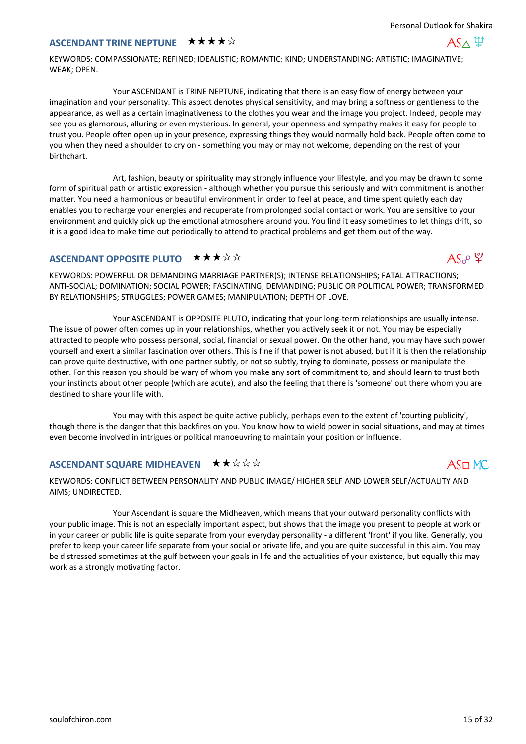## ASCENDANT TRINE NEPTUNE ★★★★☆

AS△♆

KEYWORDS: COMPASSIONATE; REFINED; IDEALISTIC; ROMANTIC; KIND; UNDERSTANDING; ARTISTIC; IMAGINATIVE; WEAK; OPEN.

Your ASCENDANT is TRINE NEPTUNE, indicating that there is an easy flow of energy between your imagination and your personality. This aspect denotes physical sensitivity, and may bring a softness or gentleness to the appearance, as well as a certain imaginativeness to the clothes you wear and the image you project. Indeed, people may see you as glamorous, alluring or even mysterious. In general, your openness and sympathy makes it easy for people to trust you. People often open up in your presence, expressing things they would normally hold back. People often come to you when they need a shoulder to cry on - something you may or may not welcome, depending on the rest of your birthchart.

Art, fashion, beauty or spirituality may strongly influence your lifestyle, and you may be drawn to some form of spiritual path or artistic expression - although whether you pursue this seriously and with commitment is another matter. You need a harmonious or beautiful environment in order to feel at peace, and time spent quietly each day enables you to recharge your energies and recuperate from prolonged social contact or work. You are sensitive to your environment and quickly pick up the emotional atmosphere around you. You find it easy sometimes to let things drift, so it is a good idea to make time out periodically to attend to practical problems and get them out of the way.

## ASCENDANT OPPOSITE PLUTO ★★★☆☆

AS☍♇

KEYWORDS: POWERFUL OR DEMANDING MARRIAGE PARTNER(S); INTENSE RELATIONSHIPS; FATAL ATTRACTIONS; ANTI-SOCIAL; DOMINATION; SOCIAL POWER; FASCINATING; DEMANDING; PUBLIC OR POLITICAL POWER; TRANSFORMED BY RELATIONSHIPS; STRUGGLES; POWER GAMES; MANIPULATION; DEPTH OF LOVE.

Your ASCENDANT is OPPOSITE PLUTO, indicating that your long-term relationships are usually intense. The issue of power often comes up in your relationships, whether you actively seek it or not. You may be especially attracted to people who possess personal, social, financial or sexual power. On the other hand, you may have such power yourself and exert a similar fascination over others. This is fine if that power is not abused, but if it is then the relationship can prove quite destructive, with one partner subtly, or not so subtly, trying to dominate, possess or manipulate the other. For this reason you should be wary of whom you make any sort of commitment to, and should learn to trust both your instincts about other people (which are acute), and also the feeling that there is 'someone' out there whom you are destined to share your life with.

You may with this aspect be quite active publicly, perhaps even to the extent of 'courting publicity', though there is the danger that this backfires on you. You know how to wield power in social situations, and may at times even become involved in intrigues or political manoeuvring to maintain your position or influence.

## ASCENDANT SQUARE MIDHEAVEN ★★☆☆☆

AS□ MC

KEYWORDS: CONFLICT BETWEEN PERSONALITY AND PUBLIC IMAGE/ HIGHER SELF AND LOWER SELF/ACTUALITY AND AIMS; UNDIRECTED.

Your Ascendant is square the Midheaven, which means that your outward personality conflicts with your public image. This is not an especially important aspect, but shows that the image you present to people at work or in your career or public life is quite separate from your everyday personality - a different 'front' if you like. Generally, you prefer to keep your career life separate from your social or private life, and you are quite successful in this aim. You may be distressed sometimes at the gulf between your goals in life and the actualities of your existence, but equally this may work as a strongly motivating factor.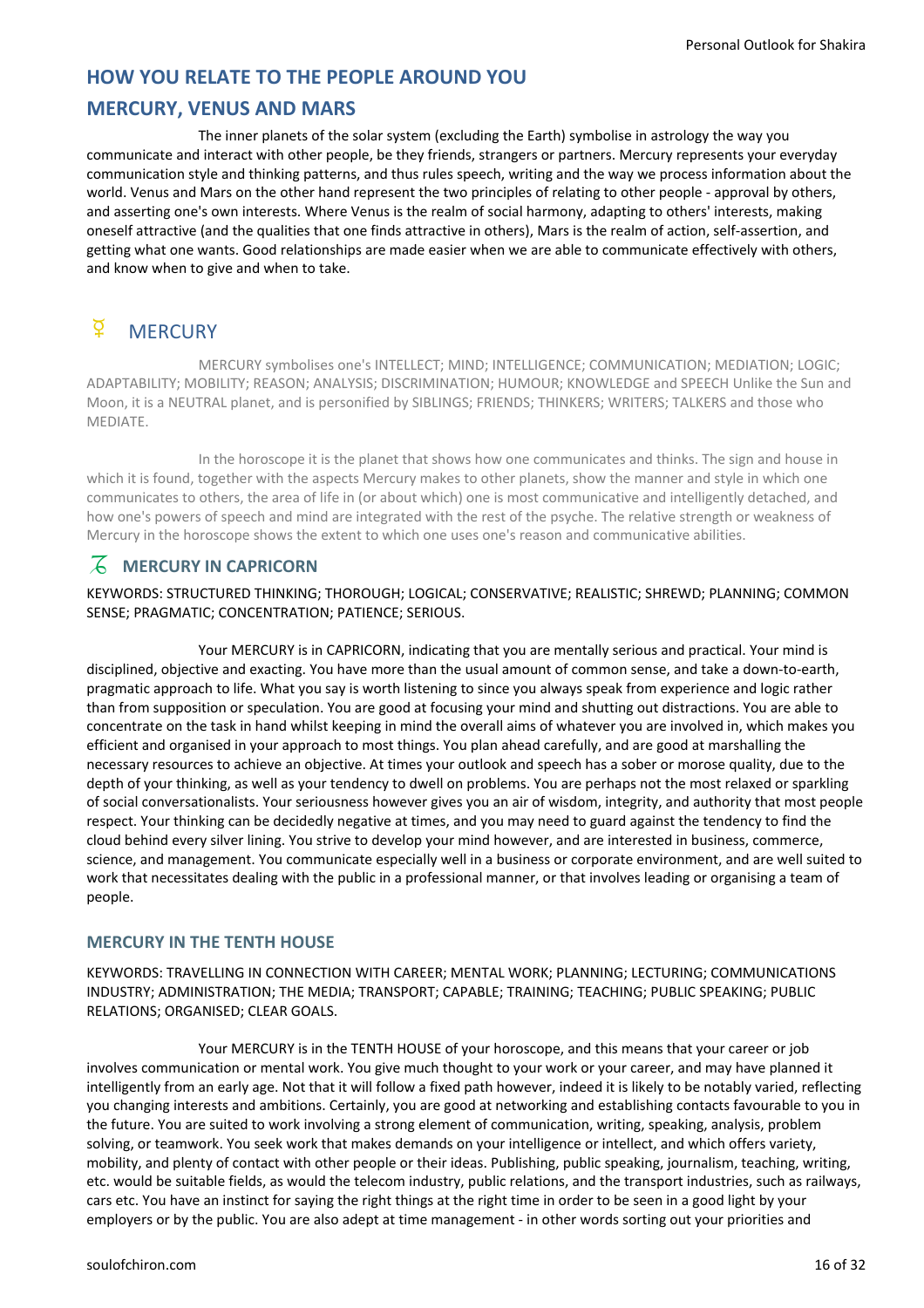## HOW YOU RELATE TO THE PEOPLE AROUND YOU

## MERCURY, VENUS AND MARS

The inner planets of the solar system (excluding the Earth) symbolise in astrology the way you communicate and interact with other people, be they friends, strangers or partners. Mercury represents your everyday communication style and thinking patterns, and thus rules speech, writing and the way we process information about the world. Venus and Mars on the other hand represent the two principles of relating to other people - approval by others, and asserting one's own interests. Where Venus is the realm of social harmony, adapting to others' interests, making oneself attractive (and the qualities that one finds attractive in others), Mars is the realm of action, self-assertion, and getting what one wants. Good relationships are made easier when we are able to communicate effectively with others, and know when to give and when to take.

## ☿ MERCURY

MERCURY symbolises one's INTELLECT; MIND; INTELLIGENCE; COMMUNICATION; MEDIATION; LOGIC; ADAPTABILITY; MOBILITY; REASON; ANALYSIS; DISCRIMINATION; HUMOUR; KNOWLEDGE and SPEECH Unlike the Sun and Moon, it is a NEUTRAL planet, and is personified by SIBLINGS; FRIENDS; THINKERS; WRITERS; TALKERS and those who MEDIATE.

In the horoscope it is the planet that shows how one communicates and thinks. The sign and house in which it is found, together with the aspects Mercury makes to other planets, show the manner and style in which one communicates to others, the area of life in (or about which) one is most communicative and intelligently detached, and how one's powers of speech and mind are integrated with the rest of the psyche. The relative strength or weakness of Mercury in the horoscope shows the extent to which one uses one's reason and communicative abilities.

### ♑ MERCURY IN CAPRICORN

KEYWORDS: STRUCTURED THINKING; THOROUGH; LOGICAL; CONSERVATIVE; REALISTIC; SHREWD; PLANNING; COMMON SENSE; PRAGMATIC; CONCENTRATION; PATIENCE; SERIOUS.

Your MERCURY is in CAPRICORN, indicating that you are mentally serious and practical. Your mind is disciplined, objective and exacting. You have more than the usual amount of common sense, and take a down-to-earth, pragmatic approach to life. What you say is worth listening to since you always speak from experience and logic rather than from supposition or speculation. You are good at focusing your mind and shutting out distractions. You are able to concentrate on the task in hand whilst keeping in mind the overall aims of whatever you are involved in, which makes you efficient and organised in your approach to most things. You plan ahead carefully, and are good at marshalling the necessary resources to achieve an objective. At times your outlook and speech has a sober or morose quality, due to the depth of your thinking, as well as your tendency to dwell on problems. You are perhaps not the most relaxed or sparkling of social conversationalists. Your seriousness however gives you an air of wisdom, integrity, and authority that most people respect. Your thinking can be decidedly negative at times, and you may need to guard against the tendency to find the cloud behind every silver lining. You strive to develop your mind however, and are interested in business, commerce, science, and management. You communicate especially well in a business or corporate environment, and are well suited to work that necessitates dealing with the public in a professional manner, or that involves leading or organising a team of people.

### MERCURY IN THE TENTH HOUSE

KEYWORDS: TRAVELLING IN CONNECTION WITH CAREER; MENTAL WORK; PLANNING; LECTURING; COMMUNICATIONS INDUSTRY; ADMINISTRATION; THE MEDIA; TRANSPORT; CAPABLE; TRAINING; TEACHING; PUBLIC SPEAKING; PUBLIC RELATIONS; ORGANISED; CLEAR GOALS.

Your MERCURY is in the TENTH HOUSE of your horoscope, and this means that your career or job involves communication or mental work. You give much thought to your work or your career, and may have planned it intelligently from an early age. Not that it will follow a fixed path however, indeed it is likely to be notably varied, reflecting you changing interests and ambitions. Certainly, you are good at networking and establishing contacts favourable to you in the future. You are suited to work involving a strong element of communication, writing, speaking, analysis, problem solving, or teamwork. You seek work that makes demands on your intelligence or intellect, and which offers variety, mobility, and plenty of contact with other people or their ideas. Publishing, public speaking, journalism, teaching, writing, etc. would be suitable fields, as would the telecom industry, public relations, and the transport industries, such as railways, cars etc. You have an instinct for saying the right things at the right time in order to be seen in a good light by your employers or by the public. You are also adept at time management - in other words sorting out your priorities and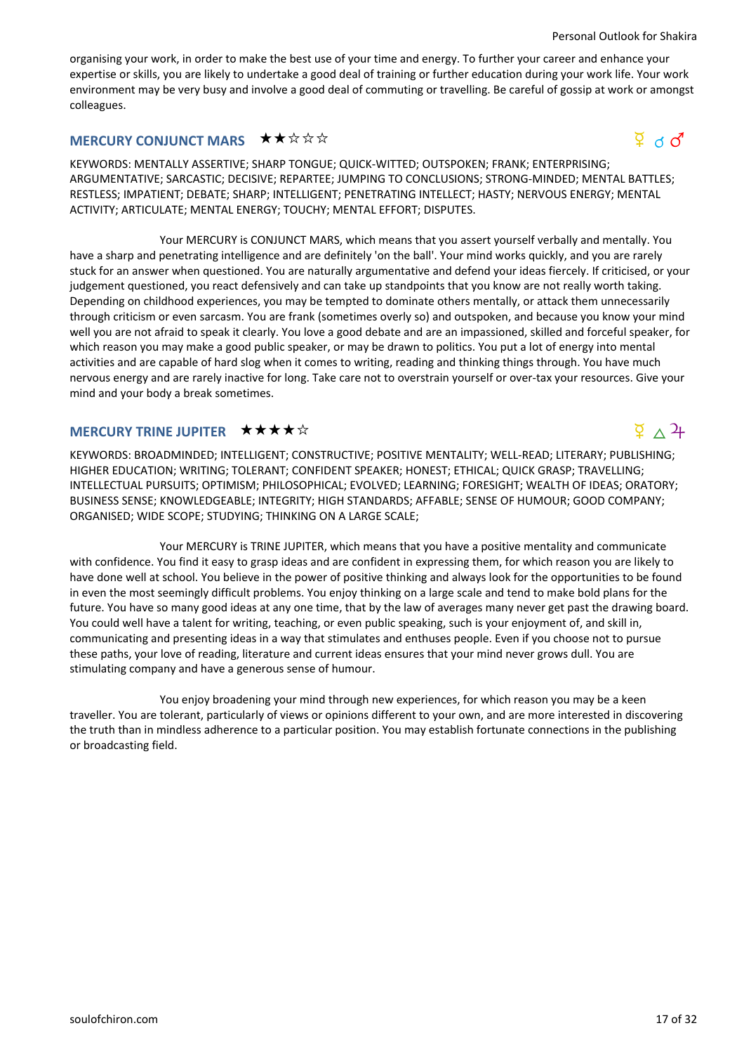organising your work, in order to make the best use of your time and energy. To further your career and enhance your expertise or skills, you are likely to undertake a good deal of training or further education during your work life. Your work environment may be very busy and involve a good deal of commuting or travelling. Be careful of gossip at work or amongst colleagues.

## MERCURY CONJUNCT MARS ★★☆☆☆

☿ ☌ ♂

KEYWORDS: MENTALLY ASSERTIVE; SHARP TONGUE; QUICK-WITTED; OUTSPOKEN; FRANK; ENTERPRISING; ARGUMENTATIVE; SARCASTIC; DECISIVE; REPARTEE; JUMPING TO CONCLUSIONS; STRONG-MINDED; MENTAL BATTLES; RESTLESS; IMPATIENT; DEBATE; SHARP; INTELLIGENT; PENETRATING INTELLECT; HASTY; NERVOUS ENERGY; MENTAL ACTIVITY; ARTICULATE; MENTAL ENERGY; TOUCHY; MENTAL EFFORT; DISPUTES.

Your MERCURY is CONJUNCT MARS, which means that you assert yourself verbally and mentally. You have a sharp and penetrating intelligence and are definitely 'on the ball'. Your mind works quickly, and you are rarely stuck for an answer when questioned. You are naturally argumentative and defend your ideas fiercely. If criticised, or your judgement questioned, you react defensively and can take up standpoints that you know are not really worth taking. Depending on childhood experiences, you may be tempted to dominate others mentally, or attack them unnecessarily through criticism or even sarcasm. You are frank (sometimes overly so) and outspoken, and because you know your mind well you are not afraid to speak it clearly. You love a good debate and are an impassioned, skilled and forceful speaker, for which reason you may make a good public speaker, or may be drawn to politics. You put a lot of energy into mental activities and are capable of hard slog when it comes to writing, reading and thinking things through. You have much nervous energy and are rarely inactive for long. Take care not to overstrain yourself or over-tax your resources. Give your mind and your body a break sometimes.

## MERCURY TRINE JUPITER ★★★★☆

☿ △ ♃

KEYWORDS: BROADMINDED; INTELLIGENT; CONSTRUCTIVE; POSITIVE MENTALITY; WELL-READ; LITERARY; PUBLISHING; HIGHER EDUCATION; WRITING; TOLERANT; CONFIDENT SPEAKER; HONEST; ETHICAL; QUICK GRASP; TRAVELLING; INTELLECTUAL PURSUITS; OPTIMISM; PHILOSOPHICAL; EVOLVED; LEARNING; FORESIGHT; WEALTH OF IDEAS; ORATORY; BUSINESS SENSE; KNOWLEDGEABLE; INTEGRITY; HIGH STANDARDS; AFFABLE; SENSE OF HUMOUR; GOOD COMPANY; ORGANISED; WIDE SCOPE; STUDYING; THINKING ON A LARGE SCALE;

Your MERCURY is TRINE JUPITER, which means that you have a positive mentality and communicate with confidence. You find it easy to grasp ideas and are confident in expressing them, for which reason you are likely to have done well at school. You believe in the power of positive thinking and always look for the opportunities to be found in even the most seemingly difficult problems. You enjoy thinking on a large scale and tend to make bold plans for the future. You have so many good ideas at any one time, that by the law of averages many never get past the drawing board. You could well have a talent for writing, teaching, or even public speaking, such is your enjoyment of, and skill in, communicating and presenting ideas in a way that stimulates and enthuses people. Even if you choose not to pursue these paths, your love of reading, literature and current ideas ensures that your mind never grows dull. You are stimulating company and have a generous sense of humour.

You enjoy broadening your mind through new experiences, for which reason you may be a keen traveller. You are tolerant, particularly of views or opinions different to your own, and are more interested in discovering the truth than in mindless adherence to a particular position. You may establish fortunate connections in the publishing or broadcasting field.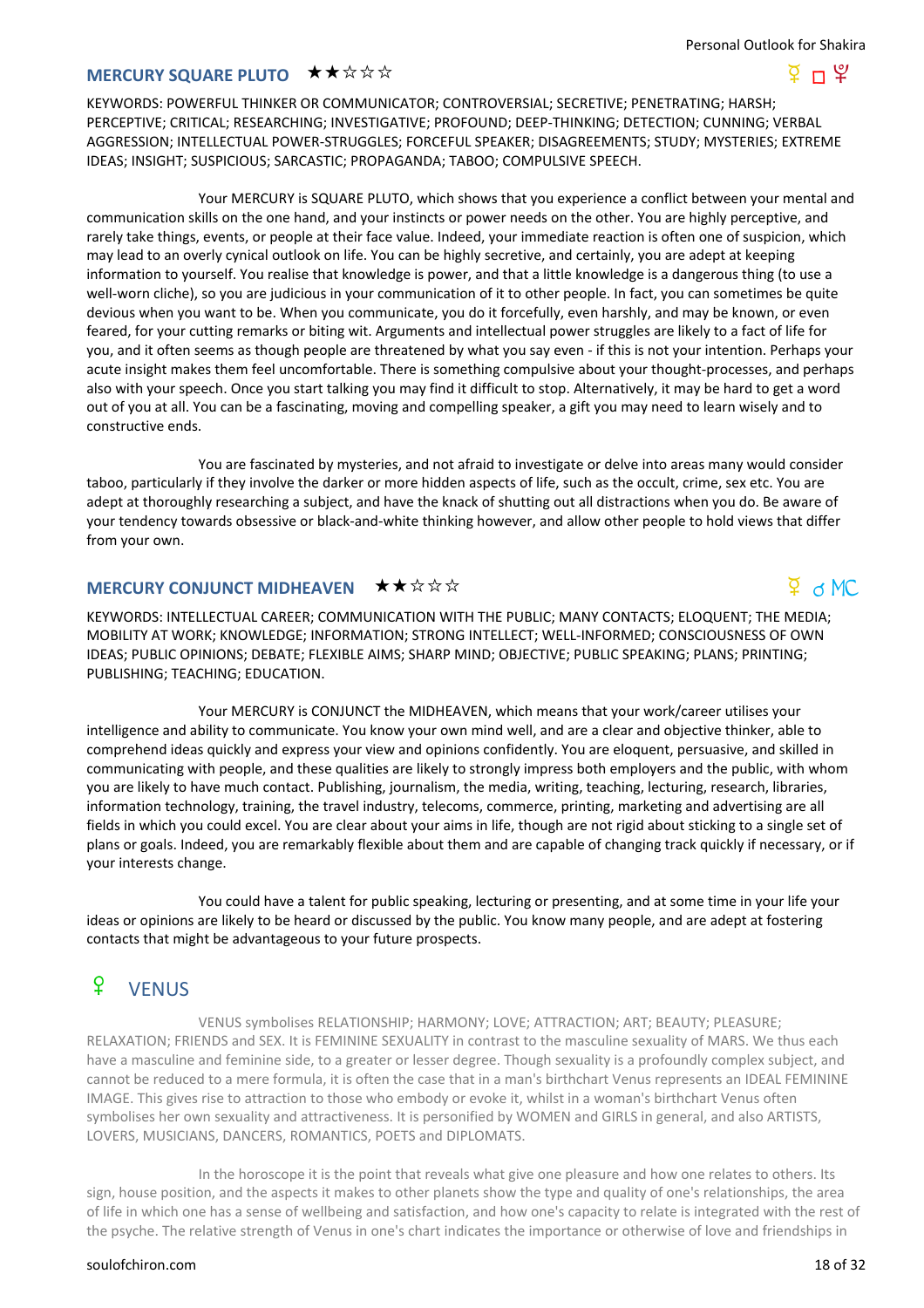## MERCURY SQUARE PLUTO ★★☆☆☆

☿ □ ♇

KEYWORDS: POWERFUL THINKER OR COMMUNICATOR; CONTROVERSIAL; SECRETIVE; PENETRATING; HARSH; PERCEPTIVE; CRITICAL; RESEARCHING; INVESTIGATIVE; PROFOUND; DEEP-THINKING; DETECTION; CUNNING; VERBAL AGGRESSION; INTELLECTUAL POWER-STRUGGLES; FORCEFUL SPEAKER; DISAGREEMENTS; STUDY; MYSTERIES; EXTREME IDEAS; INSIGHT; SUSPICIOUS; SARCASTIC; PROPAGANDA; TABOO; COMPULSIVE SPEECH.

Your MERCURY is SQUARE PLUTO, which shows that you experience a conflict between your mental and communication skills on the one hand, and your instincts or power needs on the other. You are highly perceptive, and rarely take things, events, or people at their face value. Indeed, your immediate reaction is often one of suspicion, which may lead to an overly cynical outlook on life. You can be highly secretive, and certainly, you are adept at keeping information to yourself. You realise that knowledge is power, and that a little knowledge is a dangerous thing (to use a well-worn cliche), so you are judicious in your communication of it to other people. In fact, you can sometimes be quite devious when you want to be. When you communicate, you do it forcefully, even harshly, and may be known, or even feared, for your cutting remarks or biting wit. Arguments and intellectual power struggles are likely to a fact of life for you, and it often seems as though people are threatened by what you say even - if this is not your intention. Perhaps your acute insight makes them feel uncomfortable. There is something compulsive about your thought-processes, and perhaps also with your speech. Once you start talking you may find it difficult to stop. Alternatively, it may be hard to get a word out of you at all. You can be a fascinating, moving and compelling speaker, a gift you may need to learn wisely and to constructive ends.

You are fascinated by mysteries, and not afraid to investigate or delve into areas many would consider taboo, particularly if they involve the darker or more hidden aspects of life, such as the occult, crime, sex etc. You are adept at thoroughly researching a subject, and have the knack of shutting out all distractions when you do. Be aware of your tendency towards obsessive or black-and-white thinking however, and allow other people to hold views that differ from your own.

## MERCURY CONJUNCT MIDHEAVEN ★★☆☆☆

☿ ☌ MC

KEYWORDS: INTELLECTUAL CAREER; COMMUNICATION WITH THE PUBLIC; MANY CONTACTS; ELOQUENT; THE MEDIA; MOBILITY AT WORK; KNOWLEDGE; INFORMATION; STRONG INTELLECT; WELL-INFORMED; CONSCIOUSNESS OF OWN IDEAS; PUBLIC OPINIONS; DEBATE; FLEXIBLE AIMS; SHARP MIND; OBJECTIVE; PUBLIC SPEAKING; PLANS; PRINTING; PUBLISHING; TEACHING; EDUCATION.

Your MERCURY is CONJUNCT the MIDHEAVEN, which means that your work/career utilises your intelligence and ability to communicate. You know your own mind well, and are a clear and objective thinker, able to comprehend ideas quickly and express your view and opinions confidently. You are eloquent, persuasive, and skilled in communicating with people, and these qualities are likely to strongly impress both employers and the public, with whom you are likely to have much contact. Publishing, journalism, the media, writing, teaching, lecturing, research, libraries, information technology, training, the travel industry, telecoms, commerce, printing, marketing and advertising are all fields in which you could excel. You are clear about your aims in life, though are not rigid about sticking to a single set of plans or goals. Indeed, you are remarkably flexible about them and are capable of changing track quickly if necessary, or if your interests change.

You could have a talent for public speaking, lecturing or presenting, and at some time in your life your ideas or opinions are likely to be heard or discussed by the public. You know many people, and are adept at fostering contacts that might be advantageous to your future prospects.

# ♀ VENUS

VENUS symbolises RELATIONSHIP; HARMONY; LOVE; ATTRACTION; ART; BEAUTY; PLEASURE; RELAXATION; FRIENDS and SEX. It is FEMININE SEXUALITY in contrast to the masculine sexuality of MARS. We thus each have a masculine and feminine side, to a greater or lesser degree. Though sexuality is a profoundly complex subject, and cannot be reduced to a mere formula, it is often the case that in a man's birthchart Venus represents an IDEAL FEMININE IMAGE. This gives rise to attraction to those who embody or evoke it, whilst in a woman's birthchart Venus often symbolises her own sexuality and attractiveness. It is personified by WOMEN and GIRLS in general, and also ARTISTS, LOVERS, MUSICIANS, DANCERS, ROMANTICS, POETS and DIPLOMATS.

In the horoscope it is the point that reveals what give one pleasure and how one relates to others. Its sign, house position, and the aspects it makes to other planets show the type and quality of one's relationships, the area of life in which one has a sense of wellbeing and satisfaction, and how one's capacity to relate is integrated with the rest of the psyche. The relative strength of Venus in one's chart indicates the importance or otherwise of love and friendships in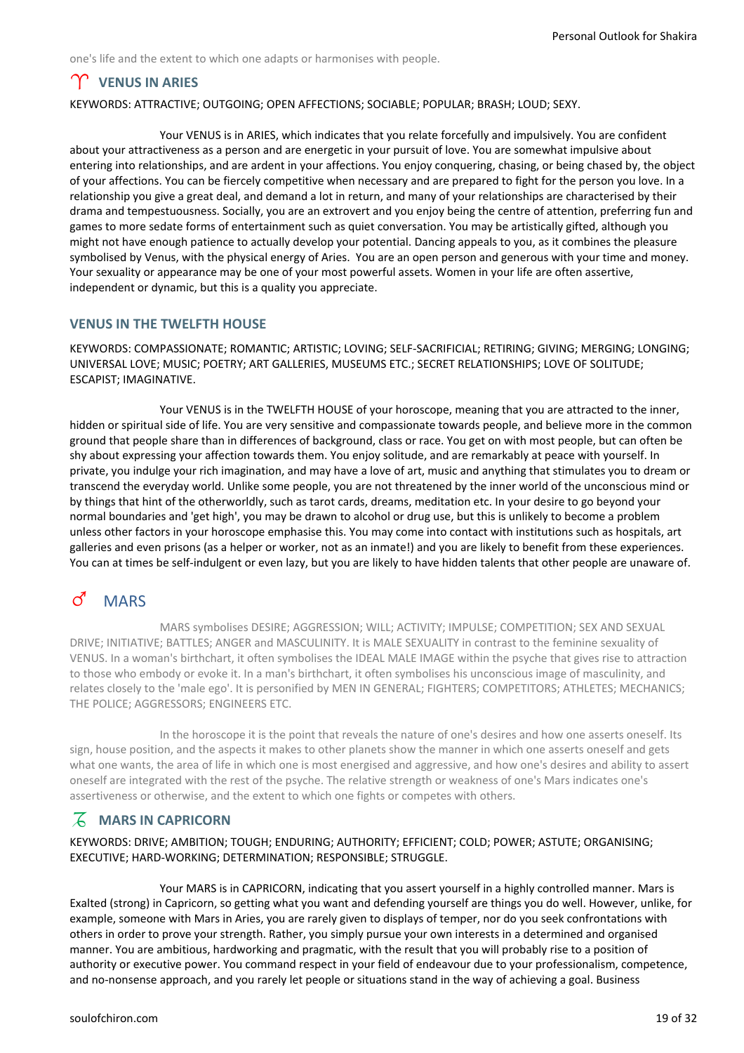one's life and the extent to which one adapts or harmonises with people.

## ♈ VENUS IN ARIES

KEYWORDS: ATTRACTIVE; OUTGOING; OPEN AFFECTIONS; SOCIABLE; POPULAR; BRASH; LOUD; SEXY.

Your VENUS is in ARIES, which indicates that you relate forcefully and impulsively. You are confident about your attractiveness as a person and are energetic in your pursuit of love. You are somewhat impulsive about entering into relationships, and are ardent in your affections. You enjoy conquering, chasing, or being chased by, the object of your affections. You can be fiercely competitive when necessary and are prepared to fight for the person you love. In a relationship you give a great deal, and demand a lot in return, and many of your relationships are characterised by their drama and tempestuousness. Socially, you are an extrovert and you enjoy being the centre of attention, preferring fun and games to more sedate forms of entertainment such as quiet conversation. You may be artistically gifted, although you might not have enough patience to actually develop your potential. Dancing appeals to you, as it combines the pleasure symbolised by Venus, with the physical energy of Aries. You are an open person and generous with your time and money. Your sexuality or appearance may be one of your most powerful assets. Women in your life are often assertive, independent or dynamic, but this is a quality you appreciate.

## VENUS IN THE TWELFTH HOUSE

KEYWORDS: COMPASSIONATE; ROMANTIC; ARTISTIC; LOVING; SELF-SACRIFICIAL; RETIRING; GIVING; MERGING; LONGING; UNIVERSAL LOVE; MUSIC; POETRY; ART GALLERIES, MUSEUMS ETC.; SECRET RELATIONSHIPS; LOVE OF SOLITUDE; ESCAPIST; IMAGINATIVE.

Your VENUS is in the TWELFTH HOUSE of your horoscope, meaning that you are attracted to the inner, hidden or spiritual side of life. You are very sensitive and compassionate towards people, and believe more in the common ground that people share than in differences of background, class or race. You get on with most people, but can often be shy about expressing your affection towards them. You enjoy solitude, and are remarkably at peace with yourself. In private, you indulge your rich imagination, and may have a love of art, music and anything that stimulates you to dream or transcend the everyday world. Unlike some people, you are not threatened by the inner world of the unconscious mind or by things that hint of the otherworldly, such as tarot cards, dreams, meditation etc. In your desire to go beyond your normal boundaries and 'get high', you may be drawn to alcohol or drug use, but this is unlikely to become a problem unless other factors in your horoscope emphasise this. You may come into contact with institutions such as hospitals, art galleries and even prisons (as a helper or worker, not as an inmate!) and you are likely to benefit from these experiences. You can at times be self-indulgent or even lazy, but you are likely to have hidden talents that other people are unaware of.

# ♂ MARS

MARS symbolises DESIRE; AGGRESSION; WILL; ACTIVITY; IMPULSE; COMPETITION; SEX AND SEXUAL DRIVE; INITIATIVE; BATTLES; ANGER and MASCULINITY. It is MALE SEXUALITY in contrast to the feminine sexuality of VENUS. In a woman's birthchart, it often symbolises the IDEAL MALE IMAGE within the psyche that gives rise to attraction to those who embody or evoke it. In a man's birthchart, it often symbolises his unconscious image of masculinity, and relates closely to the 'male ego'. It is personified by MEN IN GENERAL; FIGHTERS; COMPETITORS; ATHLETES; MECHANICS; THE POLICE; AGGRESSORS; ENGINEERS ETC.

In the horoscope it is the point that reveals the nature of one's desires and how one asserts oneself. Its sign, house position, and the aspects it makes to other planets show the manner in which one asserts oneself and gets what one wants, the area of life in which one is most energised and aggressive, and how one's desires and ability to assert oneself are integrated with the rest of the psyche. The relative strength or weakness of one's Mars indicates one's assertiveness or otherwise, and the extent to which one fights or competes with others.

## ♑ MARS IN CAPRICORN

KEYWORDS: DRIVE; AMBITION; TOUGH; ENDURING; AUTHORITY; EFFICIENT; COLD; POWER; ASTUTE; ORGANISING; EXECUTIVE; HARD-WORKING; DETERMINATION; RESPONSIBLE; STRUGGLE.

Your MARS is in CAPRICORN, indicating that you assert yourself in a highly controlled manner. Mars is Exalted (strong) in Capricorn, so getting what you want and defending yourself are things you do well. However, unlike, for example, someone with Mars in Aries, you are rarely given to displays of temper, nor do you seek confrontations with others in order to prove your strength. Rather, you simply pursue your own interests in a determined and organised manner. You are ambitious, hardworking and pragmatic, with the result that you will probably rise to a position of authority or executive power. You command respect in your field of endeavour due to your professionalism, competence, and no-nonsense approach, and you rarely let people or situations stand in the way of achieving a goal. Business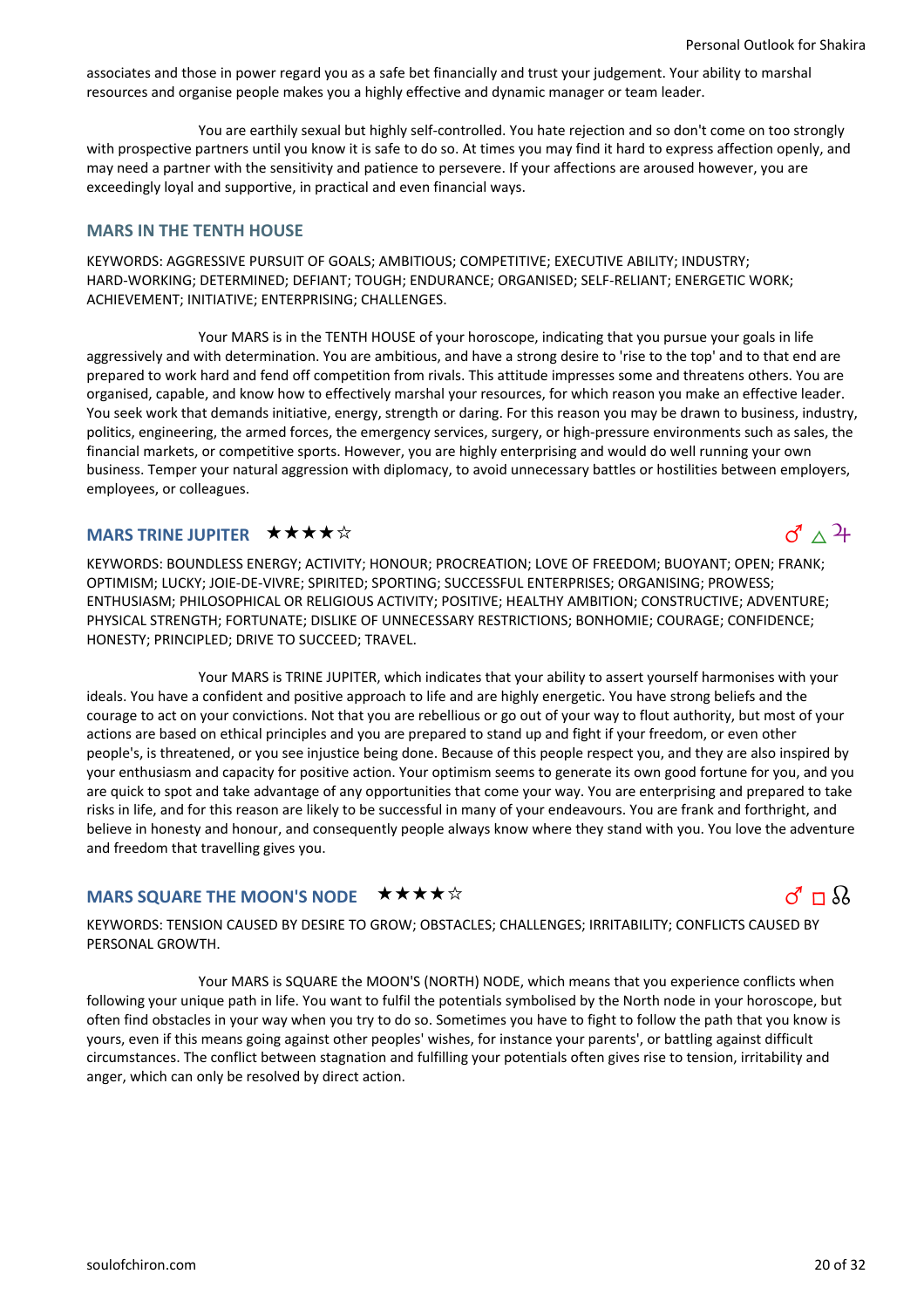associates and those in power regard you as a safe bet financially and trust your judgement. Your ability to marshal resources and organise people makes you a highly effective and dynamic manager or team leader.

You are earthily sexual but highly self-controlled. You hate rejection and so don't come on too strongly with prospective partners until you know it is safe to do so. At times you may find it hard to express affection openly, and may need a partner with the sensitivity and patience to persevere. If your affections are aroused however, you are exceedingly loyal and supportive, in practical and even financial ways.

### MARS IN THE TENTH HOUSE

KEYWORDS: AGGRESSIVE PURSUIT OF GOALS; AMBITIOUS; COMPETITIVE; EXECUTIVE ABILITY; INDUSTRY; HARD-WORKING; DETERMINED; DEFIANT; TOUGH; ENDURANCE; ORGANISED; SELF-RELIANT; ENERGETIC WORK; ACHIEVEMENT; INITIATIVE; ENTERPRISING; CHALLENGES.

Your MARS is in the TENTH HOUSE of your horoscope, indicating that you pursue your goals in life aggressively and with determination. You are ambitious, and have a strong desire to 'rise to the top' and to that end are prepared to work hard and fend off competition from rivals. This attitude impresses some and threatens others. You are organised, capable, and know how to effectively marshal your resources, for which reason you make an effective leader. You seek work that demands initiative, energy, strength or daring. For this reason you may be drawn to business, industry, politics, engineering, the armed forces, the emergency services, surgery, or high-pressure environments such as sales, the financial markets, or competitive sports. However, you are highly enterprising and would do well running your own business. Temper your natural aggression with diplomacy, to avoid unnecessary battles or hostilities between employers, employees, or colleagues.

### MARS TRINE JUPITER ★★★★☆

♂ △ ♃

KEYWORDS: BOUNDLESS ENERGY; ACTIVITY; HONOUR; PROCREATION; LOVE OF FREEDOM; BUOYANT; OPEN; FRANK; OPTIMISM; LUCKY; JOIE-DE-VIVRE; SPIRITED; SPORTING; SUCCESSFUL ENTERPRISES; ORGANISING; PROWESS; ENTHUSIASM; PHILOSOPHICAL OR RELIGIOUS ACTIVITY; POSITIVE; HEALTHY AMBITION; CONSTRUCTIVE; ADVENTURE; PHYSICAL STRENGTH; FORTUNATE; DISLIKE OF UNNECESSARY RESTRICTIONS; BONHOMIE; COURAGE; CONFIDENCE; HONESTY; PRINCIPLED; DRIVE TO SUCCEED; TRAVEL.

Your MARS is TRINE JUPITER, which indicates that your ability to assert yourself harmonises with your ideals. You have a confident and positive approach to life and are highly energetic. You have strong beliefs and the courage to act on your convictions. Not that you are rebellious or go out of your way to flout authority, but most of your actions are based on ethical principles and you are prepared to stand up and fight if your freedom, or even other people's, is threatened, or you see injustice being done. Because of this people respect you, and they are also inspired by your enthusiasm and capacity for positive action. Your optimism seems to generate its own good fortune for you, and you are quick to spot and take advantage of any opportunities that come your way. You are enterprising and prepared to take risks in life, and for this reason are likely to be successful in many of your endeavours. You are frank and forthright, and believe in honesty and honour, and consequently people always know where they stand with you. You love the adventure and freedom that travelling gives you.

### MARS SQUARE THE MOON'S NODE ★★★★☆

♂ □ ☊

KEYWORDS: TENSION CAUSED BY DESIRE TO GROW; OBSTACLES; CHALLENGES; IRRITABILITY; CONFLICTS CAUSED BY PERSONAL GROWTH.

Your MARS is SQUARE the MOON'S (NORTH) NODE, which means that you experience conflicts when following your unique path in life. You want to fulfil the potentials symbolised by the North node in your horoscope, but often find obstacles in your way when you try to do so. Sometimes you have to fight to follow the path that you know is yours, even if this means going against other peoples' wishes, for instance your parents', or battling against difficult circumstances. The conflict between stagnation and fulfilling your potentials often gives rise to tension, irritability and anger, which can only be resolved by direct action.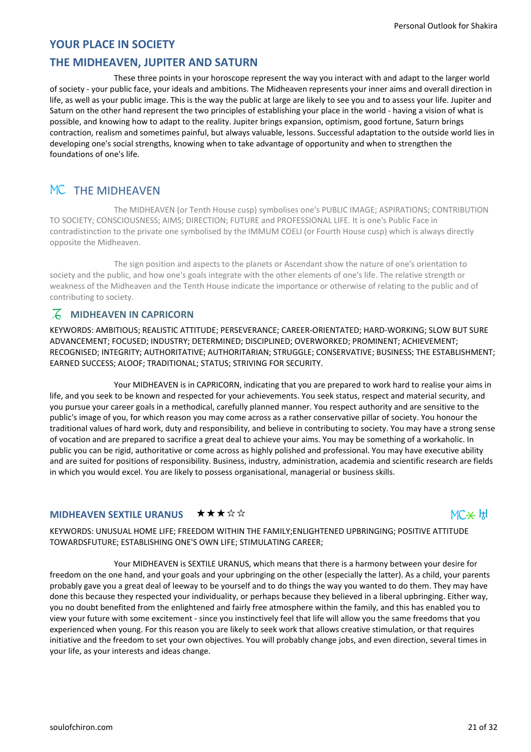## YOUR PLACE IN SOCIETY

## THE MIDHEAVEN, JUPITER AND SATURN

These three points in your horoscope represent the way you interact with and adapt to the larger world of society - your public face, your ideals and ambitions. The Midheaven represents your inner aims and overall direction in life, as well as your public image. This is the way the public at large are likely to see you and to assess your life. Jupiter and Saturn on the other hand represent the two principles of establishing your place in the world - having a vision of what is possible, and knowing how to adapt to the reality. Jupiter brings expansion, optimism, good fortune, Saturn brings contraction, realism and sometimes painful, but always valuable, lessons. Successful adaptation to the outside world lies in developing one's social strengths, knowing when to take advantage of opportunity and when to strengthen the foundations of one's life.

## MC THE MIDHEAVEN

The MIDHEAVEN (or Tenth House cusp) symbolises one's PUBLIC IMAGE; ASPIRATIONS; CONTRIBUTION TO SOCIETY; CONSCIOUSNESS; AIMS; DIRECTION; FUTURE and PROFESSIONAL LIFE. It is one's Public Face in contradistinction to the private one symbolised by the IMMUM COELI (or Fourth House cusp) which is always directly opposite the Midheaven.

The sign position and aspects to the planets or Ascendant show the nature of one's orientation to society and the public, and how one's goals integrate with the other elements of one's life. The relative strength or weakness of the Midheaven and the Tenth House indicate the importance or otherwise of relating to the public and of contributing to society.

### ♑ MIDHEAVEN IN CAPRICORN

KEYWORDS: AMBITIOUS; REALISTIC ATTITUDE; PERSEVERANCE; CAREER-ORIENTATED; HARD-WORKING; SLOW BUT SURE ADVANCEMENT; FOCUSED; INDUSTRY; DETERMINED; DISCIPLINED; OVERWORKED; PROMINENT; ACHIEVEMENT; RECOGNISED; INTEGRITY; AUTHORITATIVE; AUTHORITARIAN; STRUGGLE; CONSERVATIVE; BUSINESS; THE ESTABLISHMENT; EARNED SUCCESS; ALOOF; TRADITIONAL; STATUS; STRIVING FOR SECURITY.

Your MIDHEAVEN is in CAPRICORN, indicating that you are prepared to work hard to realise your aims in life, and you seek to be known and respected for your achievements. You seek status, respect and material security, and you pursue your career goals in a methodical, carefully planned manner. You respect authority and are sensitive to the public's image of you, for which reason you may come across as a rather conservative pillar of society. You honour the traditional values of hard work, duty and responsibility, and believe in contributing to society. You may have a strong sense of vocation and are prepared to sacrifice a great deal to achieve your aims. You may be something of a workaholic. In public you can be rigid, authoritative or come across as highly polished and professional. You may have executive ability and are suited for positions of responsibility. Business, industry, administration, academia and scientific research are fields in which you would excel. You are likely to possess organisational, managerial or business skills.

### MIDHEAVEN SEXTILE URANUS ★★★☆☆ MC⚹♅

KEYWORDS: UNUSUAL HOME LIFE; FREEDOM WITHIN THE FAMILY;ENLIGHTENED UPBRINGING; POSITIVE ATTITUDE TOWARDSFUTURE; ESTABLISHING ONE'S OWN LIFE; STIMULATING CAREER;

Your MIDHEAVEN is SEXTILE URANUS, which means that there is a harmony between your desire for freedom on the one hand, and your goals and your upbringing on the other (especially the latter). As a child, your parents probably gave you a great deal of leeway to be yourself and to do things the way you wanted to do them. They may have done this because they respected your individuality, or perhaps because they believed in a liberal upbringing. Either way, you no doubt benefited from the enlightened and fairly free atmosphere within the family, and this has enabled you to view your future with some excitement - since you instinctively feel that life will allow you the same freedoms that you experienced when young. For this reason you are likely to seek work that allows creative stimulation, or that requires initiative and the freedom to set your own objectives. You will probably change jobs, and even direction, several times in your life, as your interests and ideas change.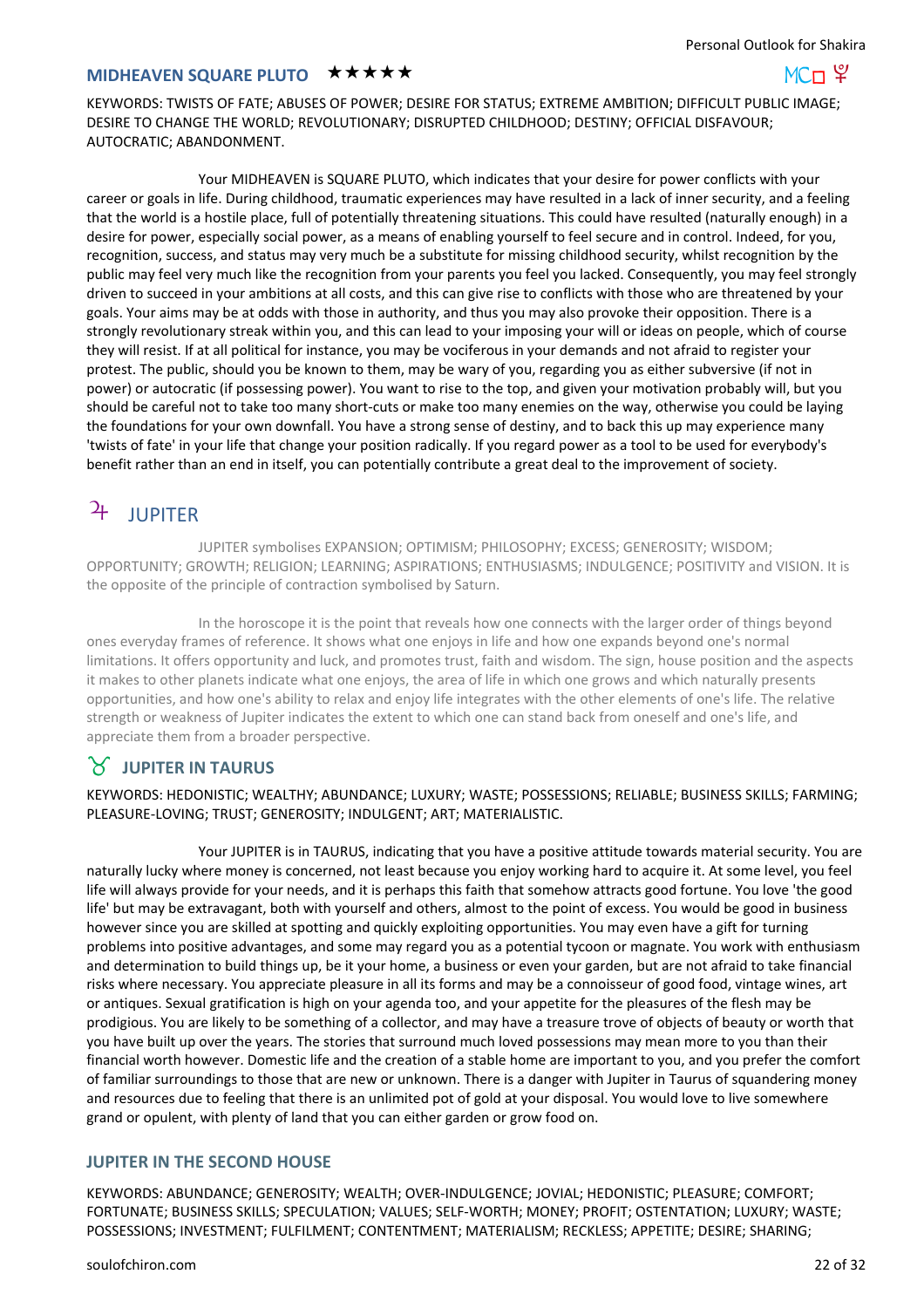## MIDHEAVEN SQUARE PLUTO ★★★★★

MC□♇

KEYWORDS: TWISTS OF FATE; ABUSES OF POWER; DESIRE FOR STATUS; EXTREME AMBITION; DIFFICULT PUBLIC IMAGE; DESIRE TO CHANGE THE WORLD; REVOLUTIONARY; DISRUPTED CHILDHOOD; DESTINY; OFFICIAL DISFAVOUR; AUTOCRATIC; ABANDONMENT.

Your MIDHEAVEN is SQUARE PLUTO, which indicates that your desire for power conflicts with your career or goals in life. During childhood, traumatic experiences may have resulted in a lack of inner security, and a feeling that the world is a hostile place, full of potentially threatening situations. This could have resulted (naturally enough) in a desire for power, especially social power, as a means of enabling yourself to feel secure and in control. Indeed, for you, recognition, success, and status may very much be a substitute for missing childhood security, whilst recognition by the public may feel very much like the recognition from your parents you feel you lacked. Consequently, you may feel strongly driven to succeed in your ambitions at all costs, and this can give rise to conflicts with those who are threatened by your goals. Your aims may be at odds with those in authority, and thus you may also provoke their opposition. There is a strongly revolutionary streak within you, and this can lead to your imposing your will or ideas on people, which of course they will resist. If at all political for instance, you may be vociferous in your demands and not afraid to register your protest. The public, should you be known to them, may be wary of you, regarding you as either subversive (if not in power) or autocratic (if possessing power). You want to rise to the top, and given your motivation probably will, but you should be careful not to take too many short-cuts or make too many enemies on the way, otherwise you could be laying the foundations for your own downfall. You have a strong sense of destiny, and to back this up may experience many 'twists of fate' in your life that change your position radically. If you regard power as a tool to be used for everybody's benefit rather than an end in itself, you can potentially contribute a great deal to the improvement of society.

# ♃ JUPITER

JUPITER symbolises EXPANSION; OPTIMISM; PHILOSOPHY; EXCESS; GENEROSITY; WISDOM; OPPORTUNITY; GROWTH; RELIGION; LEARNING; ASPIRATIONS; ENTHUSIASMS; INDULGENCE; POSITIVITY and VISION. It is the opposite of the principle of contraction symbolised by Saturn.

In the horoscope it is the point that reveals how one connects with the larger order of things beyond ones everyday frames of reference. It shows what one enjoys in life and how one expands beyond one's normal limitations. It offers opportunity and luck, and promotes trust, faith and wisdom. The sign, house position and the aspects it makes to other planets indicate what one enjoys, the area of life in which one grows and which naturally presents opportunities, and how one's ability to relax and enjoy life integrates with the other elements of one's life. The relative strength or weakness of Jupiter indicates the extent to which one can stand back from oneself and one's life, and appreciate them from a broader perspective.

## ♉ JUPITER IN TAURUS

KEYWORDS: HEDONISTIC; WEALTHY; ABUNDANCE; LUXURY; WASTE; POSSESSIONS; RELIABLE; BUSINESS SKILLS; FARMING; PLEASURE-LOVING; TRUST; GENEROSITY; INDULGENT; ART; MATERIALISTIC.

Your JUPITER is in TAURUS, indicating that you have a positive attitude towards material security. You are naturally lucky where money is concerned, not least because you enjoy working hard to acquire it. At some level, you feel life will always provide for your needs, and it is perhaps this faith that somehow attracts good fortune. You love 'the good life' but may be extravagant, both with yourself and others, almost to the point of excess. You would be good in business however since you are skilled at spotting and quickly exploiting opportunities. You may even have a gift for turning problems into positive advantages, and some may regard you as a potential tycoon or magnate. You work with enthusiasm and determination to build things up, be it your home, a business or even your garden, but are not afraid to take financial risks where necessary. You appreciate pleasure in all its forms and may be a connoisseur of good food, vintage wines, art or antiques. Sexual gratification is high on your agenda too, and your appetite for the pleasures of the flesh may be prodigious. You are likely to be something of a collector, and may have a treasure trove of objects of beauty or worth that you have built up over the years. The stories that surround much loved possessions may mean more to you than their financial worth however. Domestic life and the creation of a stable home are important to you, and you prefer the comfort of familiar surroundings to those that are new or unknown. There is a danger with Jupiter in Taurus of squandering money and resources due to feeling that there is an unlimited pot of gold at your disposal. You would love to live somewhere grand or opulent, with plenty of land that you can either garden or grow food on.

## JUPITER IN THE SECOND HOUSE

KEYWORDS: ABUNDANCE; GENEROSITY; WEALTH; OVER-INDULGENCE; JOVIAL; HEDONISTIC; PLEASURE; COMFORT; FORTUNATE; BUSINESS SKILLS; SPECULATION; VALUES; SELF-WORTH; MONEY; PROFIT; OSTENTATION; LUXURY; WASTE; POSSESSIONS; INVESTMENT; FULFILMENT; CONTENTMENT; MATERIALISM; RECKLESS; APPETITE; DESIRE; SHARING;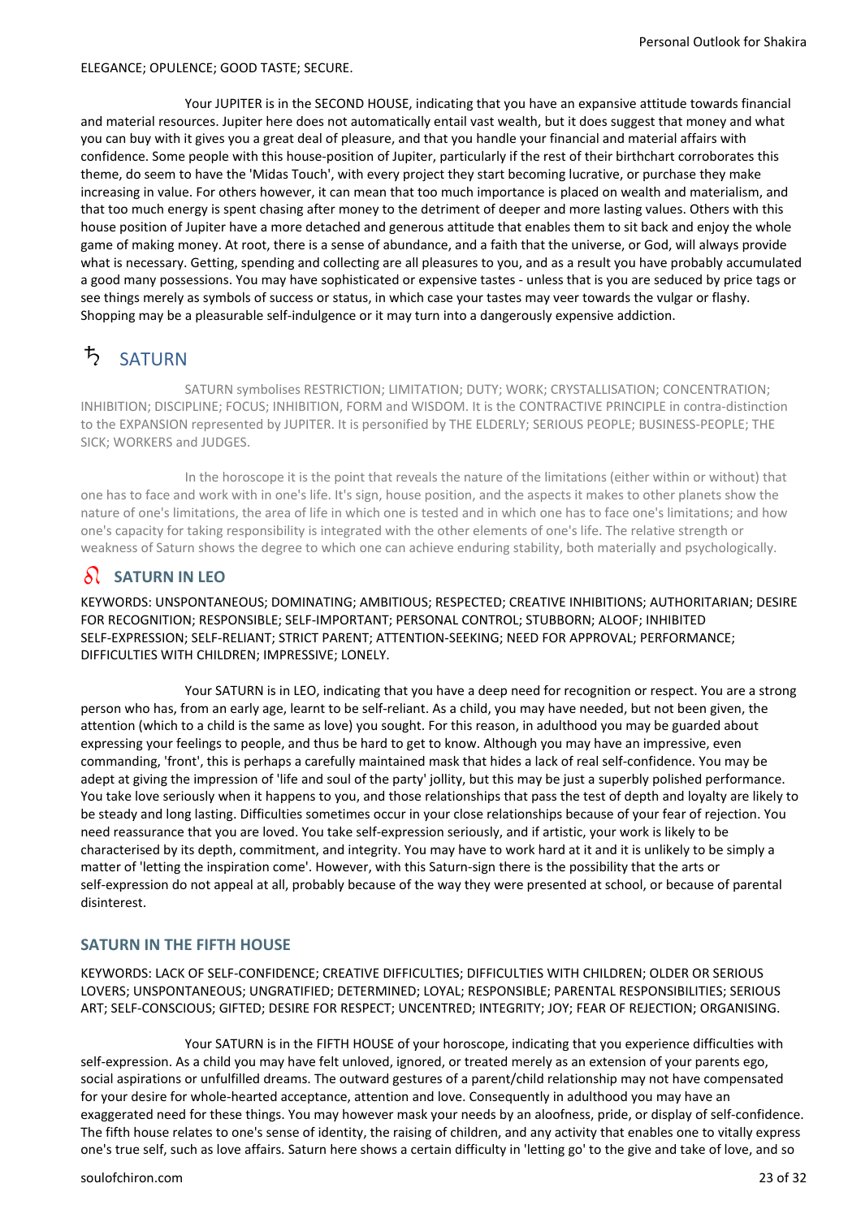ELEGANCE; OPULENCE; GOOD TASTE; SECURE.

Your JUPITER is in the SECOND HOUSE, indicating that you have an expansive attitude towards financial and material resources. Jupiter here does not automatically entail vast wealth, but it does suggest that money and what you can buy with it gives you a great deal of pleasure, and that you handle your financial and material affairs with confidence. Some people with this house-position of Jupiter, particularly if the rest of their birthchart corroborates this theme, do seem to have the 'Midas Touch', with every project they start becoming lucrative, or purchase they make increasing in value. For others however, it can mean that too much importance is placed on wealth and materialism, and that too much energy is spent chasing after money to the detriment of deeper and more lasting values. Others with this house position of Jupiter have a more detached and generous attitude that enables them to sit back and enjoy the whole game of making money. At root, there is a sense of abundance, and a faith that the universe, or God, will always provide what is necessary. Getting, spending and collecting are all pleasures to you, and as a result you have probably accumulated a good many possessions. You may have sophisticated or expensive tastes - unless that is you are seduced by price tags or see things merely as symbols of success or status, in which case your tastes may veer towards the vulgar or flashy. Shopping may be a pleasurable self-indulgence or it may turn into a dangerously expensive addiction.

## ♄ SATURN

SATURN symbolises RESTRICTION; LIMITATION; DUTY; WORK; CRYSTALLISATION; CONCENTRATION; INHIBITION; DISCIPLINE; FOCUS; INHIBITION, FORM and WISDOM. It is the CONTRACTIVE PRINCIPLE in contra-distinction to the EXPANSION represented by JUPITER. It is personified by THE ELDERLY; SERIOUS PEOPLE; BUSINESS-PEOPLE; THE SICK; WORKERS and JUDGES.

In the horoscope it is the point that reveals the nature of the limitations (either within or without) that one has to face and work with in one's life. It's sign, house position, and the aspects it makes to other planets show the nature of one's limitations, the area of life in which one is tested and in which one has to face one's limitations; and how one's capacity for taking responsibility is integrated with the other elements of one's life. The relative strength or weakness of Saturn shows the degree to which one can achieve enduring stability, both materially and psychologically.

### ♌ SATURN IN LEO

KEYWORDS: UNSPONTANEOUS; DOMINATING; AMBITIOUS; RESPECTED; CREATIVE INHIBITIONS; AUTHORITARIAN; DESIRE FOR RECOGNITION; RESPONSIBLE; SELF-IMPORTANT; PERSONAL CONTROL; STUBBORN; ALOOF; INHIBITED SELF-EXPRESSION; SELF-RELIANT; STRICT PARENT; ATTENTION-SEEKING; NEED FOR APPROVAL; PERFORMANCE; DIFFICULTIES WITH CHILDREN; IMPRESSIVE; LONELY.

Your SATURN is in LEO, indicating that you have a deep need for recognition or respect. You are a strong person who has, from an early age, learnt to be self-reliant. As a child, you may have needed, but not been given, the attention (which to a child is the same as love) you sought. For this reason, in adulthood you may be guarded about expressing your feelings to people, and thus be hard to get to know. Although you may have an impressive, even commanding, 'front', this is perhaps a carefully maintained mask that hides a lack of real self-confidence. You may be adept at giving the impression of 'life and soul of the party' jollity, but this may be just a superbly polished performance. You take love seriously when it happens to you, and those relationships that pass the test of depth and loyalty are likely to be steady and long lasting. Difficulties sometimes occur in your close relationships because of your fear of rejection. You need reassurance that you are loved. You take self-expression seriously, and if artistic, your work is likely to be characterised by its depth, commitment, and integrity. You may have to work hard at it and it is unlikely to be simply a matter of 'letting the inspiration come'. However, with this Saturn-sign there is the possibility that the arts or self-expression do not appeal at all, probably because of the way they were presented at school, or because of parental disinterest.

### SATURN IN THE FIFTH HOUSE

KEYWORDS: LACK OF SELF-CONFIDENCE; CREATIVE DIFFICULTIES; DIFFICULTIES WITH CHILDREN; OLDER OR SERIOUS LOVERS; UNSPONTANEOUS; UNGRATIFIED; DETERMINED; LOYAL; RESPONSIBLE; PARENTAL RESPONSIBILITIES; SERIOUS ART; SELF-CONSCIOUS; GIFTED; DESIRE FOR RESPECT; UNCENTRED; INTEGRITY; JOY; FEAR OF REJECTION; ORGANISING.

Your SATURN is in the FIFTH HOUSE of your horoscope, indicating that you experience difficulties with self-expression. As a child you may have felt unloved, ignored, or treated merely as an extension of your parents ego, social aspirations or unfulfilled dreams. The outward gestures of a parent/child relationship may not have compensated for your desire for whole-hearted acceptance, attention and love. Consequently in adulthood you may have an exaggerated need for these things. You may however mask your needs by an aloofness, pride, or display of self-confidence. The fifth house relates to one's sense of identity, the raising of children, and any activity that enables one to vitally express one's true self, such as love affairs. Saturn here shows a certain difficulty in 'letting go' to the give and take of love, and so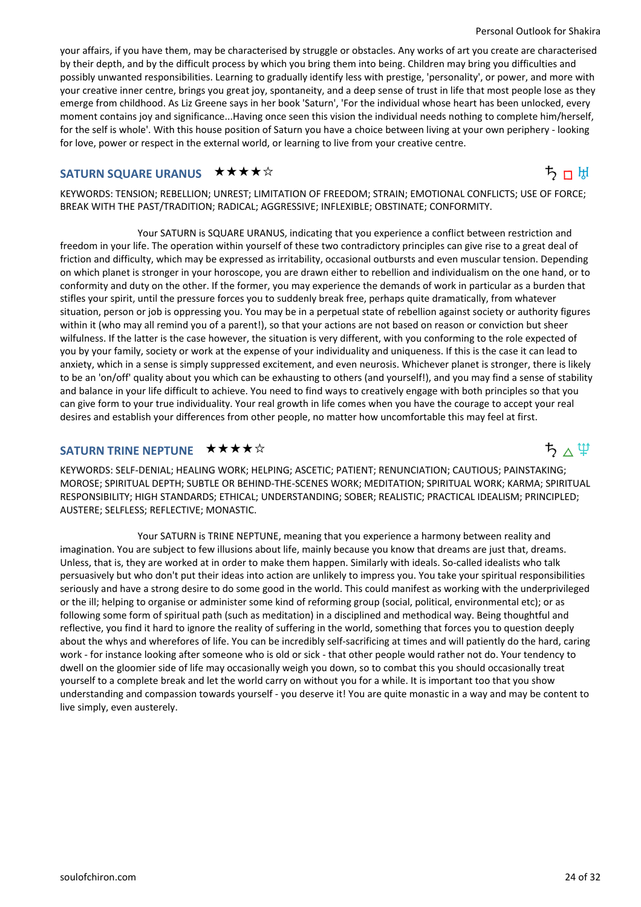your affairs, if you have them, may be characterised by struggle or obstacles. Any works of art you create are characterised by their depth, and by the difficult process by which you bring them into being. Children may bring you difficulties and possibly unwanted responsibilities. Learning to gradually identify less with prestige, 'personality', or power, and more with your creative inner centre, brings you great joy, spontaneity, and a deep sense of trust in life that most people lose as they emerge from childhood. As Liz Greene says in her book 'Saturn', 'For the individual whose heart has been unlocked, every moment contains joy and significance...Having once seen this vision the individual needs nothing to complete him/herself, for the self is whole'. With this house position of Saturn you have a choice between living at your own periphery - looking for love, power or respect in the external world, or learning to live from your creative centre.

## SATURN SQUARE URANUS ★★★★☆

♄ □ ♅

KEYWORDS: TENSION; REBELLION; UNREST; LIMITATION OF FREEDOM; STRAIN; EMOTIONAL CONFLICTS; USE OF FORCE; BREAK WITH THE PAST/TRADITION; RADICAL; AGGRESSIVE; INFLEXIBLE; OBSTINATE; CONFORMITY.

Your SATURN is SQUARE URANUS, indicating that you experience a conflict between restriction and freedom in your life. The operation within yourself of these two contradictory principles can give rise to a great deal of friction and difficulty, which may be expressed as irritability, occasional outbursts and even muscular tension. Depending on which planet is stronger in your horoscope, you are drawn either to rebellion and individualism on the one hand, or to conformity and duty on the other. If the former, you may experience the demands of work in particular as a burden that stifles your spirit, until the pressure forces you to suddenly break free, perhaps quite dramatically, from whatever situation, person or job is oppressing you. You may be in a perpetual state of rebellion against society or authority figures within it (who may all remind you of a parent!), so that your actions are not based on reason or conviction but sheer wilfulness. If the latter is the case however, the situation is very different, with you conforming to the role expected of you by your family, society or work at the expense of your individuality and uniqueness. If this is the case it can lead to anxiety, which in a sense is simply suppressed excitement, and even neurosis. Whichever planet is stronger, there is likely to be an 'on/off' quality about you which can be exhausting to others (and yourself!), and you may find a sense of stability and balance in your life difficult to achieve. You need to find ways to creatively engage with both principles so that you can give form to your true individuality. Your real growth in life comes when you have the courage to accept your real desires and establish your differences from other people, no matter how uncomfortable this may feel at first.

## SATURN TRINE NEPTUNE ★★★★☆

♄ △ ♆

KEYWORDS: SELF-DENIAL; HEALING WORK; HELPING; ASCETIC; PATIENT; RENUNCIATION; CAUTIOUS; PAINSTAKING; MOROSE; SPIRITUAL DEPTH; SUBTLE OR BEHIND-THE-SCENES WORK; MEDITATION; SPIRITUAL WORK; KARMA; SPIRITUAL RESPONSIBILITY; HIGH STANDARDS; ETHICAL; UNDERSTANDING; SOBER; REALISTIC; PRACTICAL IDEALISM; PRINCIPLED; AUSTERE; SELFLESS; REFLECTIVE; MONASTIC.

Your SATURN is TRINE NEPTUNE, meaning that you experience a harmony between reality and imagination. You are subject to few illusions about life, mainly because you know that dreams are just that, dreams. Unless, that is, they are worked at in order to make them happen. Similarly with ideals. So-called idealists who talk persuasively but who don't put their ideas into action are unlikely to impress you. You take your spiritual responsibilities seriously and have a strong desire to do some good in the world. This could manifest as working with the underprivileged or the ill; helping to organise or administer some kind of reforming group (social, political, environmental etc); or as following some form of spiritual path (such as meditation) in a disciplined and methodical way. Being thoughtful and reflective, you find it hard to ignore the reality of suffering in the world, something that forces you to question deeply about the whys and wherefores of life. You can be incredibly self-sacrificing at times and will patiently do the hard, caring work - for instance looking after someone who is old or sick - that other people would rather not do. Your tendency to dwell on the gloomier side of life may occasionally weigh you down, so to combat this you should occasionally treat yourself to a complete break and let the world carry on without you for a while. It is important too that you show understanding and compassion towards yourself - you deserve it! You are quite monastic in a way and may be content to live simply, even austerely.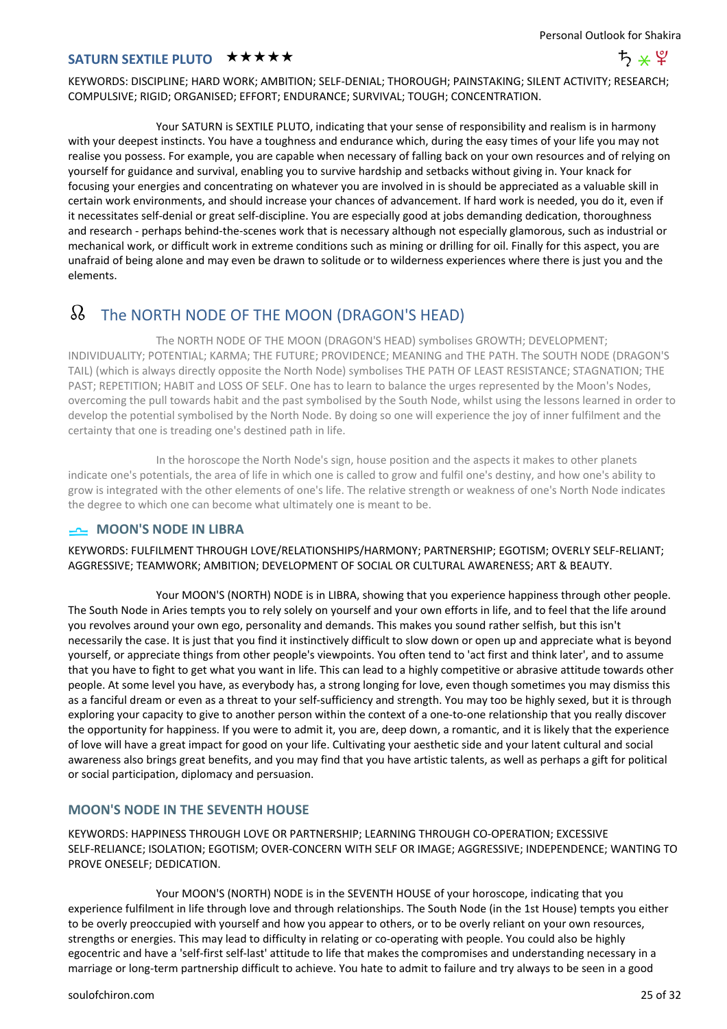## SATURN SEXTILE PLUTO ★★★★★

♄ ⚹ ♇

KEYWORDS: DISCIPLINE; HARD WORK; AMBITION; SELF-DENIAL; THOROUGH; PAINSTAKING; SILENT ACTIVITY; RESEARCH; COMPULSIVE; RIGID; ORGANISED; EFFORT; ENDURANCE; SURVIVAL; TOUGH; CONCENTRATION.

Your SATURN is SEXTILE PLUTO, indicating that your sense of responsibility and realism is in harmony with your deepest instincts. You have a toughness and endurance which, during the easy times of your life you may not realise you possess. For example, you are capable when necessary of falling back on your own resources and of relying on yourself for guidance and survival, enabling you to survive hardship and setbacks without giving in. Your knack for focusing your energies and concentrating on whatever you are involved in is should be appreciated as a valuable skill in certain work environments, and should increase your chances of advancement. If hard work is needed, you do it, even if it necessitates self-denial or great self-discipline. You are especially good at jobs demanding dedication, thoroughness and research - perhaps behind-the-scenes work that is necessary although not especially glamorous, such as industrial or mechanical work, or difficult work in extreme conditions such as mining or drilling for oil. Finally for this aspect, you are unafraid of being alone and may even be drawn to solitude or to wilderness experiences where there is just you and the elements.

# ☊ The NORTH NODE OF THE MOON (DRAGON'S HEAD)

The NORTH NODE OF THE MOON (DRAGON'S HEAD) symbolises GROWTH; DEVELOPMENT; INDIVIDUALITY; POTENTIAL; KARMA; THE FUTURE; PROVIDENCE; MEANING and THE PATH. The SOUTH NODE (DRAGON'S TAIL) (which is always directly opposite the North Node) symbolises THE PATH OF LEAST RESISTANCE; STAGNATION; THE PAST; REPETITION; HABIT and LOSS OF SELF. One has to learn to balance the urges represented by the Moon's Nodes, overcoming the pull towards habit and the past symbolised by the South Node, whilst using the lessons learned in order to develop the potential symbolised by the North Node. By doing so one will experience the joy of inner fulfilment and the certainty that one is treading one's destined path in life.

In the horoscope the North Node's sign, house position and the aspects it makes to other planets indicate one's potentials, the area of life in which one is called to grow and fulfil one's destiny, and how one's ability to grow is integrated with the other elements of one's life. The relative strength or weakness of one's North Node indicates the degree to which one can become what ultimately one is meant to be.

## ♎ MOON'S NODE IN LIBRA

KEYWORDS: FULFILMENT THROUGH LOVE/RELATIONSHIPS/HARMONY; PARTNERSHIP; EGOTISM; OVERLY SELF-RELIANT; AGGRESSIVE; TEAMWORK; AMBITION; DEVELOPMENT OF SOCIAL OR CULTURAL AWARENESS; ART & BEAUTY.

Your MOON'S (NORTH) NODE is in LIBRA, showing that you experience happiness through other people. The South Node in Aries tempts you to rely solely on yourself and your own efforts in life, and to feel that the life around you revolves around your own ego, personality and demands. This makes you sound rather selfish, but this isn't necessarily the case. It is just that you find it instinctively difficult to slow down or open up and appreciate what is beyond yourself, or appreciate things from other people's viewpoints. You often tend to 'act first and think later', and to assume that you have to fight to get what you want in life. This can lead to a highly competitive or abrasive attitude towards other people. At some level you have, as everybody has, a strong longing for love, even though sometimes you may dismiss this as a fanciful dream or even as a threat to your self-sufficiency and strength. You may too be highly sexed, but it is through exploring your capacity to give to another person within the context of a one-to-one relationship that you really discover the opportunity for happiness. If you were to admit it, you are, deep down, a romantic, and it is likely that the experience of love will have a great impact for good on your life. Cultivating your aesthetic side and your latent cultural and social awareness also brings great benefits, and you may find that you have artistic talents, as well as perhaps a gift for political or social participation, diplomacy and persuasion.

## MOON'S NODE IN THE SEVENTH HOUSE

KEYWORDS: HAPPINESS THROUGH LOVE OR PARTNERSHIP; LEARNING THROUGH CO-OPERATION; EXCESSIVE SELF-RELIANCE; ISOLATION; EGOTISM; OVER-CONCERN WITH SELF OR IMAGE; AGGRESSIVE; INDEPENDENCE; WANTING TO PROVE ONESELF; DEDICATION.

Your MOON'S (NORTH) NODE is in the SEVENTH HOUSE of your horoscope, indicating that you experience fulfilment in life through love and through relationships. The South Node (in the 1st House) tempts you either to be overly preoccupied with yourself and how you appear to others, or to be overly reliant on your own resources, strengths or energies. This may lead to difficulty in relating or co-operating with people. You could also be highly egocentric and have a 'self-first self-last' attitude to life that makes the compromises and understanding necessary in a marriage or long-term partnership difficult to achieve. You hate to admit to failure and try always to be seen in a good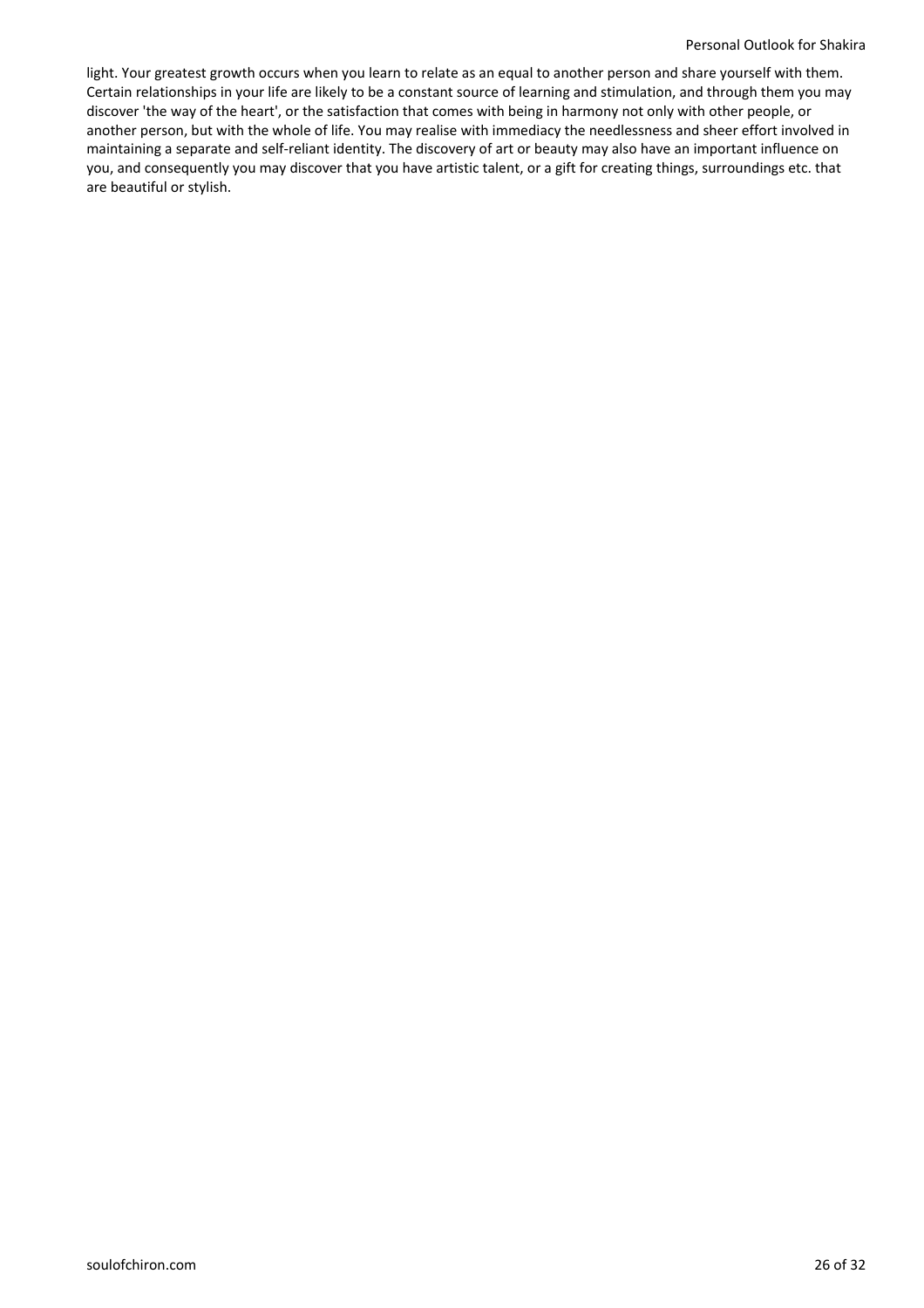light. Your greatest growth occurs when you learn to relate as an equal to another person and share yourself with them. Certain relationships in your life are likely to be a constant source of learning and stimulation, and through them you may discover 'the way of the heart', or the satisfaction that comes with being in harmony not only with other people, or another person, but with the whole of life. You may realise with immediacy the needlessness and sheer effort involved in maintaining a separate and self-reliant identity. The discovery of art or beauty may also have an important influence on you, and consequently you may discover that you have artistic talent, or a gift for creating things, surroundings etc. that are beautiful or stylish.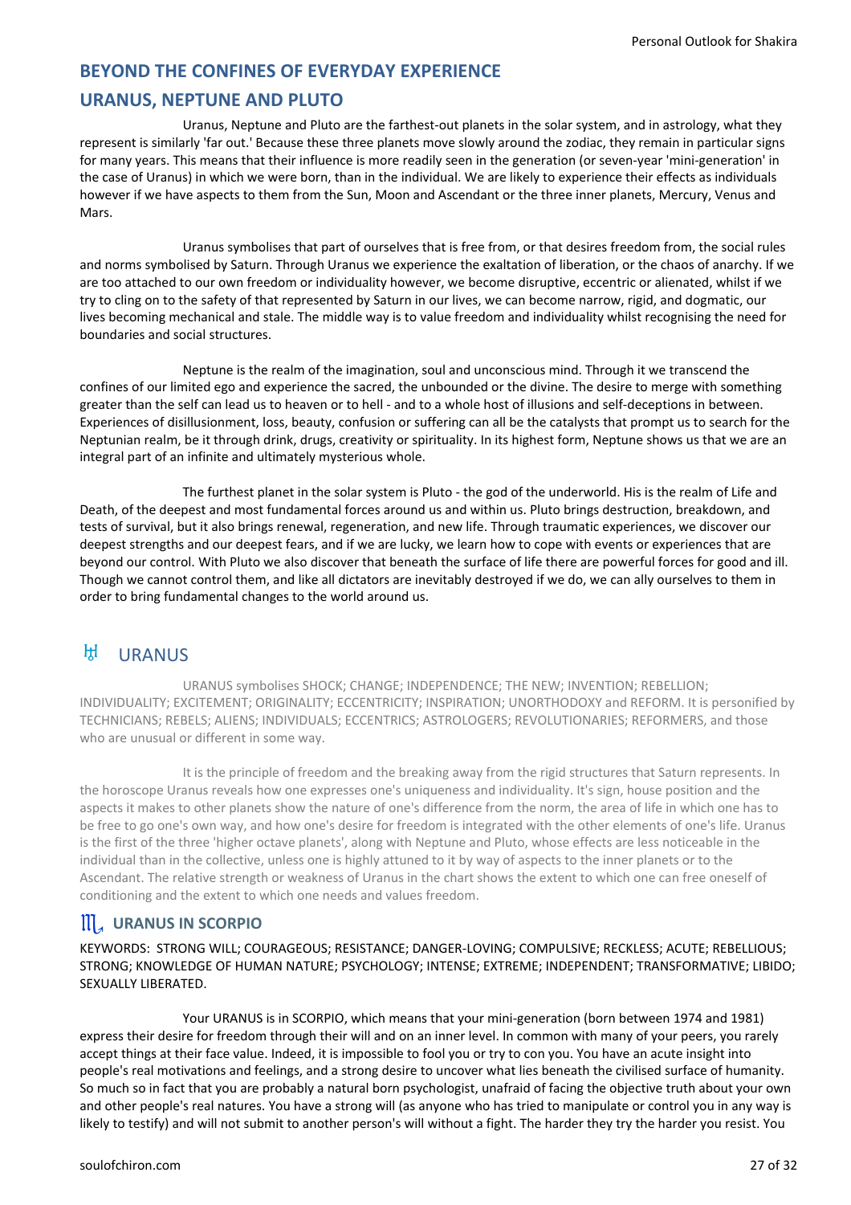## BEYOND THE CONFINES OF EVERYDAY EXPERIENCE

## URANUS, NEPTUNE AND PLUTO

Uranus, Neptune and Pluto are the farthest-out planets in the solar system, and in astrology, what they represent is similarly 'far out.' Because these three planets move slowly around the zodiac, they remain in particular signs for many years. This means that their influence is more readily seen in the generation (or seven-year 'mini-generation' in the case of Uranus) in which we were born, than in the individual. We are likely to experience their effects as individuals however if we have aspects to them from the Sun, Moon and Ascendant or the three inner planets, Mercury, Venus and Mars.

Uranus symbolises that part of ourselves that is free from, or that desires freedom from, the social rules and norms symbolised by Saturn. Through Uranus we experience the exaltation of liberation, or the chaos of anarchy. If we are too attached to our own freedom or individuality however, we become disruptive, eccentric or alienated, whilst if we try to cling on to the safety of that represented by Saturn in our lives, we can become narrow, rigid, and dogmatic, our lives becoming mechanical and stale. The middle way is to value freedom and individuality whilst recognising the need for boundaries and social structures.

Neptune is the realm of the imagination, soul and unconscious mind. Through it we transcend the confines of our limited ego and experience the sacred, the unbounded or the divine. The desire to merge with something greater than the self can lead us to heaven or to hell - and to a whole host of illusions and self-deceptions in between. Experiences of disillusionment, loss, beauty, confusion or suffering can all be the catalysts that prompt us to search for the Neptunian realm, be it through drink, drugs, creativity or spirituality. In its highest form, Neptune shows us that we are an integral part of an infinite and ultimately mysterious whole.

The furthest planet in the solar system is Pluto - the god of the underworld. His is the realm of Life and Death, of the deepest and most fundamental forces around us and within us. Pluto brings destruction, breakdown, and tests of survival, but it also brings renewal, regeneration, and new life. Through traumatic experiences, we discover our deepest strengths and our deepest fears, and if we are lucky, we learn how to cope with events or experiences that are beyond our control. With Pluto we also discover that beneath the surface of life there are powerful forces for good and ill. Though we cannot control them, and like all dictators are inevitably destroyed if we do, we can ally ourselves to them in order to bring fundamental changes to the world around us.

## ♅ URANUS

URANUS symbolises SHOCK; CHANGE; INDEPENDENCE; THE NEW; INVENTION; REBELLION; INDIVIDUALITY; EXCITEMENT; ORIGINALITY; ECCENTRICITY; INSPIRATION; UNORTHODOXY and REFORM. It is personified by TECHNICIANS; REBELS; ALIENS; INDIVIDUALS; ECCENTRICS; ASTROLOGERS; REVOLUTIONARIES; REFORMERS, and those who are unusual or different in some way.

It is the principle of freedom and the breaking away from the rigid structures that Saturn represents. In the horoscope Uranus reveals how one expresses one's uniqueness and individuality. It's sign, house position and the aspects it makes to other planets show the nature of one's difference from the norm, the area of life in which one has to be free to go one's own way, and how one's desire for freedom is integrated with the other elements of one's life. Uranus is the first of the three 'higher octave planets', along with Neptune and Pluto, whose effects are less noticeable in the individual than in the collective, unless one is highly attuned to it by way of aspects to the inner planets or to the Ascendant. The relative strength or weakness of Uranus in the chart shows the extent to which one can free oneself of conditioning and the extent to which one needs and values freedom.

### ♏ URANUS IN SCORPIO

KEYWORDS: STRONG WILL; COURAGEOUS; RESISTANCE; DANGER-LOVING; COMPULSIVE; RECKLESS; ACUTE; REBELLIOUS; STRONG; KNOWLEDGE OF HUMAN NATURE; PSYCHOLOGY; INTENSE; EXTREME; INDEPENDENT; TRANSFORMATIVE; LIBIDO; SEXUALLY LIBERATED.

Your URANUS is in SCORPIO, which means that your mini-generation (born between 1974 and 1981) express their desire for freedom through their will and on an inner level. In common with many of your peers, you rarely accept things at their face value. Indeed, it is impossible to fool you or try to con you. You have an acute insight into people's real motivations and feelings, and a strong desire to uncover what lies beneath the civilised surface of humanity. So much so in fact that you are probably a natural born psychologist, unafraid of facing the objective truth about your own and other people's real natures. You have a strong will (as anyone who has tried to manipulate or control you in any way is likely to testify) and will not submit to another person's will without a fight. The harder they try the harder you resist. You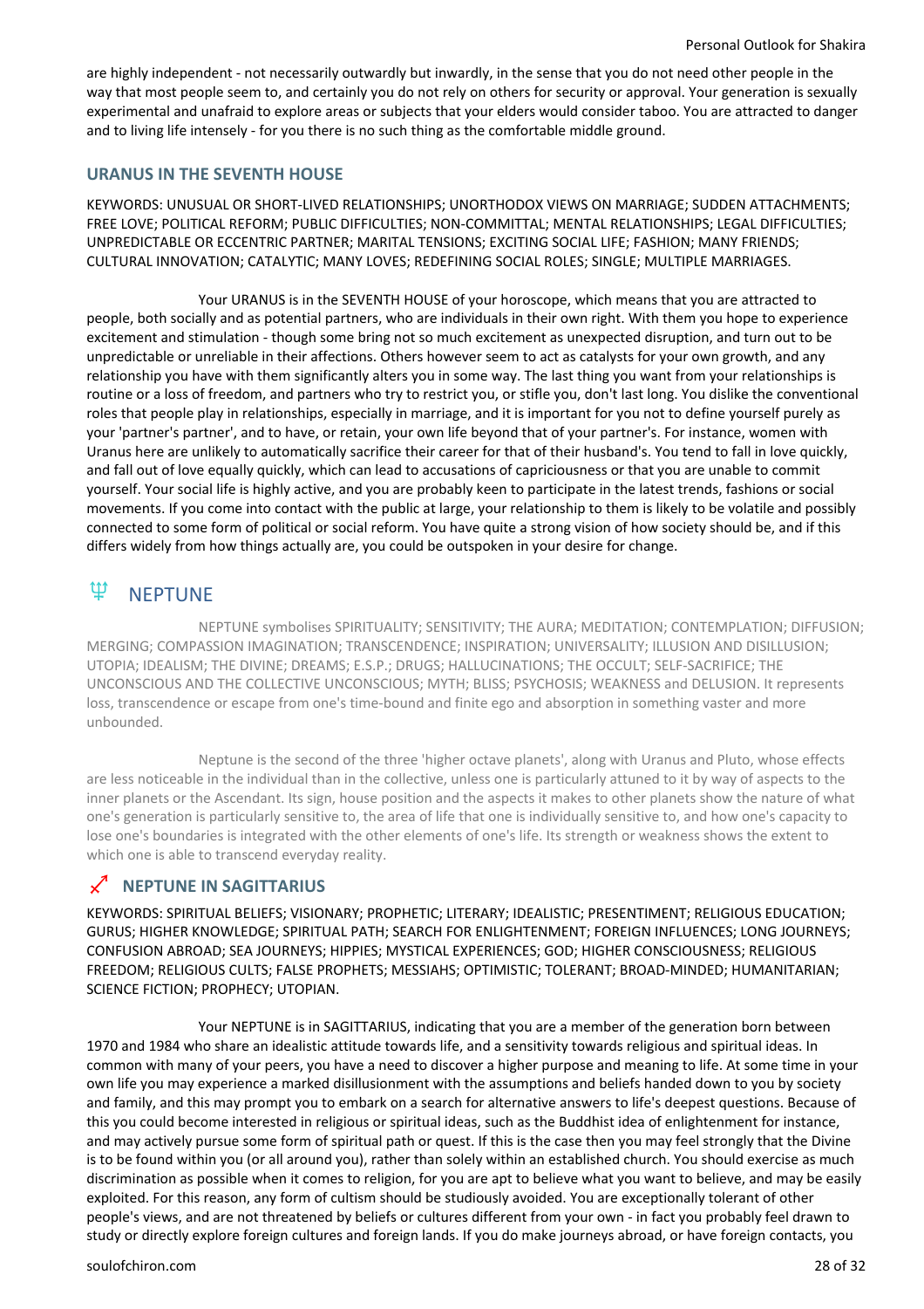are highly independent - not necessarily outwardly but inwardly, in the sense that you do not need other people in the way that most people seem to, and certainly you do not rely on others for security or approval. Your generation is sexually experimental and unafraid to explore areas or subjects that your elders would consider taboo. You are attracted to danger and to living life intensely - for you there is no such thing as the comfortable middle ground.

### URANUS IN THE SEVENTH HOUSE

KEYWORDS: UNUSUAL OR SHORT-LIVED RELATIONSHIPS; UNORTHODOX VIEWS ON MARRIAGE; SUDDEN ATTACHMENTS; FREE LOVE; POLITICAL REFORM; PUBLIC DIFFICULTIES; NON-COMMITTAL; MENTAL RELATIONSHIPS; LEGAL DIFFICULTIES; UNPREDICTABLE OR ECCENTRIC PARTNER; MARITAL TENSIONS; EXCITING SOCIAL LIFE; FASHION; MANY FRIENDS; CULTURAL INNOVATION; CATALYTIC; MANY LOVES; REDEFINING SOCIAL ROLES; SINGLE; MULTIPLE MARRIAGES.

Your URANUS is in the SEVENTH HOUSE of your horoscope, which means that you are attracted to people, both socially and as potential partners, who are individuals in their own right. With them you hope to experience excitement and stimulation - though some bring not so much excitement as unexpected disruption, and turn out to be unpredictable or unreliable in their affections. Others however seem to act as catalysts for your own growth, and any relationship you have with them significantly alters you in some way. The last thing you want from your relationships is routine or a loss of freedom, and partners who try to restrict you, or stifle you, don't last long. You dislike the conventional roles that people play in relationships, especially in marriage, and it is important for you not to define yourself purely as your 'partner's partner', and to have, or retain, your own life beyond that of your partner's. For instance, women with Uranus here are unlikely to automatically sacrifice their career for that of their husband's. You tend to fall in love quickly, and fall out of love equally quickly, which can lead to accusations of capriciousness or that you are unable to commit yourself. Your social life is highly active, and you are probably keen to participate in the latest trends, fashions or social movements. If you come into contact with the public at large, your relationship to them is likely to be volatile and possibly connected to some form of political or social reform. You have quite a strong vision of how society should be, and if this differs widely from how things actually are, you could be outspoken in your desire for change.

## ♆ NEPTUNE

NEPTUNE symbolises SPIRITUALITY; SENSITIVITY; THE AURA; MEDITATION; CONTEMPLATION; DIFFUSION; MERGING; COMPASSION IMAGINATION; TRANSCENDENCE; INSPIRATION; UNIVERSALITY; ILLUSION AND DISILLUSION; UTOPIA; IDEALISM; THE DIVINE; DREAMS; E.S.P.; DRUGS; HALLUCINATIONS; THE OCCULT; SELF-SACRIFICE; THE UNCONSCIOUS AND THE COLLECTIVE UNCONSCIOUS; MYTH; BLISS; PSYCHOSIS; WEAKNESS and DELUSION. It represents loss, transcendence or escape from one's time-bound and finite ego and absorption in something vaster and more unbounded.

Neptune is the second of the three 'higher octave planets', along with Uranus and Pluto, whose effects are less noticeable in the individual than in the collective, unless one is particularly attuned to it by way of aspects to the inner planets or the Ascendant. Its sign, house position and the aspects it makes to other planets show the nature of what one's generation is particularly sensitive to, the area of life that one is individually sensitive to, and how one's capacity to lose one's boundaries is integrated with the other elements of one's life. Its strength or weakness shows the extent to which one is able to transcend everyday reality.

### ♐ NEPTUNE IN SAGITTARIUS

KEYWORDS: SPIRITUAL BELIEFS; VISIONARY; PROPHETIC; LITERARY; IDEALISTIC; PRESENTIMENT; RELIGIOUS EDUCATION; GURUS; HIGHER KNOWLEDGE; SPIRITUAL PATH; SEARCH FOR ENLIGHTENMENT; FOREIGN INFLUENCES; LONG JOURNEYS; CONFUSION ABROAD; SEA JOURNEYS; HIPPIES; MYSTICAL EXPERIENCES; GOD; HIGHER CONSCIOUSNESS; RELIGIOUS FREEDOM; RELIGIOUS CULTS; FALSE PROPHETS; MESSIAHS; OPTIMISTIC; TOLERANT; BROAD-MINDED; HUMANITARIAN; SCIENCE FICTION; PROPHECY; UTOPIAN.

Your NEPTUNE is in SAGITTARIUS, indicating that you are a member of the generation born between 1970 and 1984 who share an idealistic attitude towards life, and a sensitivity towards religious and spiritual ideas. In common with many of your peers, you have a need to discover a higher purpose and meaning to life. At some time in your own life you may experience a marked disillusionment with the assumptions and beliefs handed down to you by society and family, and this may prompt you to embark on a search for alternative answers to life's deepest questions. Because of this you could become interested in religious or spiritual ideas, such as the Buddhist idea of enlightenment for instance, and may actively pursue some form of spiritual path or quest. If this is the case then you may feel strongly that the Divine is to be found within you (or all around you), rather than solely within an established church. You should exercise as much discrimination as possible when it comes to religion, for you are apt to believe what you want to believe, and may be easily exploited. For this reason, any form of cultism should be studiously avoided. You are exceptionally tolerant of other people's views, and are not threatened by beliefs or cultures different from your own - in fact you probably feel drawn to study or directly explore foreign cultures and foreign lands. If you do make journeys abroad, or have foreign contacts, you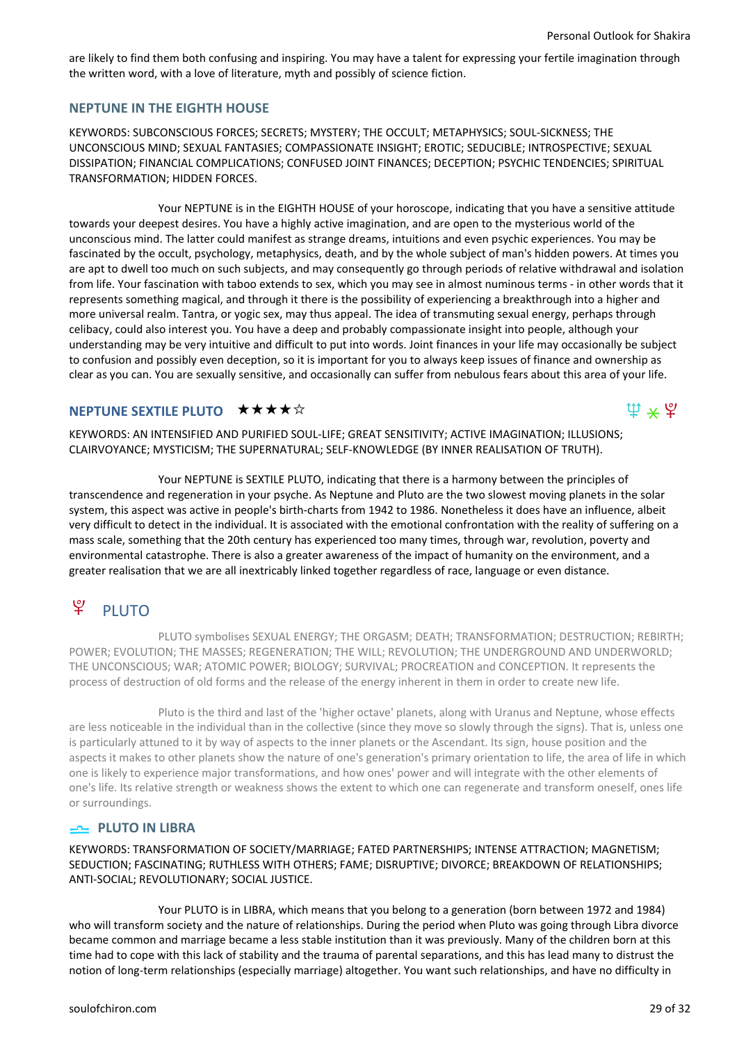are likely to find them both confusing and inspiring. You may have a talent for expressing your fertile imagination through the written word, with a love of literature, myth and possibly of science fiction.

### NEPTUNE IN THE EIGHTH HOUSE

KEYWORDS: SUBCONSCIOUS FORCES; SECRETS; MYSTERY; THE OCCULT; METAPHYSICS; SOUL-SICKNESS; THE UNCONSCIOUS MIND; SEXUAL FANTASIES; COMPASSIONATE INSIGHT; EROTIC; SEDUCIBLE; INTROSPECTIVE; SEXUAL DISSIPATION; FINANCIAL COMPLICATIONS; CONFUSED JOINT FINANCES; DECEPTION; PSYCHIC TENDENCIES; SPIRITUAL TRANSFORMATION; HIDDEN FORCES.

Your NEPTUNE is in the EIGHTH HOUSE of your horoscope, indicating that you have a sensitive attitude towards your deepest desires. You have a highly active imagination, and are open to the mysterious world of the unconscious mind. The latter could manifest as strange dreams, intuitions and even psychic experiences. You may be fascinated by the occult, psychology, metaphysics, death, and by the whole subject of man's hidden powers. At times you are apt to dwell too much on such subjects, and may consequently go through periods of relative withdrawal and isolation from life. Your fascination with taboo extends to sex, which you may see in almost numinous terms - in other words that it represents something magical, and through it there is the possibility of experiencing a breakthrough into a higher and more universal realm. Tantra, or yogic sex, may thus appeal. The idea of transmuting sexual energy, perhaps through celibacy, could also interest you. You have a deep and probably compassionate insight into people, although your understanding may be very intuitive and difficult to put into words. Joint finances in your life may occasionally be subject to confusion and possibly even deception, so it is important for you to always keep issues of finance and ownership as clear as you can. You are sexually sensitive, and occasionally can suffer from nebulous fears about this area of your life.

### NEPTUNE SEXTILE PLUTO ★★★★☆

♆ ⚹ ♇

KEYWORDS: AN INTENSIFIED AND PURIFIED SOUL-LIFE; GREAT SENSITIVITY; ACTIVE IMAGINATION; ILLUSIONS; CLAIRVOYANCE; MYSTICISM; THE SUPERNATURAL; SELF-KNOWLEDGE (BY INNER REALISATION OF TRUTH).

Your NEPTUNE is SEXTILE PLUTO, indicating that there is a harmony between the principles of transcendence and regeneration in your psyche. As Neptune and Pluto are the two slowest moving planets in the solar system, this aspect was active in people's birth-charts from 1942 to 1986. Nonetheless it does have an influence, albeit very difficult to detect in the individual. It is associated with the emotional confrontation with the reality of suffering on a mass scale, something that the 20th century has experienced too many times, through war, revolution, poverty and environmental catastrophe. There is also a greater awareness of the impact of humanity on the environment, and a greater realisation that we are all inextricably linked together regardless of race, language or even distance.

## ♇ PLUTO

PLUTO symbolises SEXUAL ENERGY; THE ORGASM; DEATH; TRANSFORMATION; DESTRUCTION; REBIRTH; POWER; EVOLUTION; THE MASSES; REGENERATION; THE WILL; REVOLUTION; THE UNDERGROUND AND UNDERWORLD; THE UNCONSCIOUS; WAR; ATOMIC POWER; BIOLOGY; SURVIVAL; PROCREATION and CONCEPTION. It represents the process of destruction of old forms and the release of the energy inherent in them in order to create new life.

Pluto is the third and last of the 'higher octave' planets, along with Uranus and Neptune, whose effects are less noticeable in the individual than in the collective (since they move so slowly through the signs). That is, unless one is particularly attuned to it by way of aspects to the inner planets or the Ascendant. Its sign, house position and the aspects it makes to other planets show the nature of one's generation's primary orientation to life, the area of life in which one is likely to experience major transformations, and how ones' power and will integrate with the other elements of one's life. Its relative strength or weakness shows the extent to which one can regenerate and transform oneself, ones life or surroundings.

### ♎ PLUTO IN LIBRA

KEYWORDS: TRANSFORMATION OF SOCIETY/MARRIAGE; FATED PARTNERSHIPS; INTENSE ATTRACTION; MAGNETISM; SEDUCTION; FASCINATING; RUTHLESS WITH OTHERS; FAME; DISRUPTIVE; DIVORCE; BREAKDOWN OF RELATIONSHIPS; ANTI-SOCIAL; REVOLUTIONARY; SOCIAL JUSTICE.

Your PLUTO is in LIBRA, which means that you belong to a generation (born between 1972 and 1984) who will transform society and the nature of relationships. During the period when Pluto was going through Libra divorce became common and marriage became a less stable institution than it was previously. Many of the children born at this time had to cope with this lack of stability and the trauma of parental separations, and this has lead many to distrust the notion of long-term relationships (especially marriage) altogether. You want such relationships, and have no difficulty in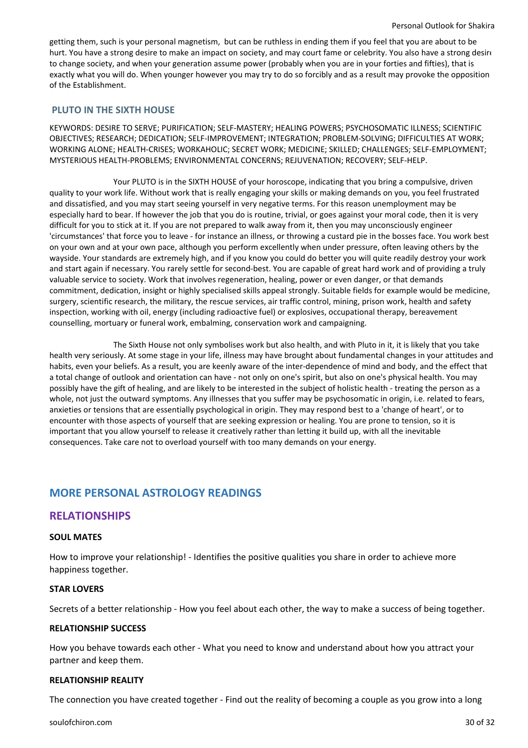getting them, such is your personal magnetism, but can be ruthless in ending them if you feel that you are about to be hurt. You have a strong desire to make an impact on society, and may court fame or celebrity. You also have a strong desire to change society, and when your generation assume power (probably when you are in your forties and fifties), that is exactly what you will do. When younger however you may try to do so forcibly and as a result may provoke the opposition of the Establishment.

### PLUTO IN THE SIXTH HOUSE

KEYWORDS: DESIRE TO SERVE; PURIFICATION; SELF-MASTERY; HEALING POWERS; PSYCHOSOMATIC ILLNESS; SCIENTIFIC OBJECTIVES; RESEARCH; DEDICATION; SELF-IMPROVEMENT; INTEGRATION; PROBLEM-SOLVING; DIFFICULTIES AT WORK; WORKING ALONE; HEALTH-CRISES; WORKAHOLIC; SECRET WORK; MEDICINE; SKILLED; CHALLENGES; SELF-EMPLOYMENT; MYSTERIOUS HEALTH-PROBLEMS; ENVIRONMENTAL CONCERNS; REJUVENATION; RECOVERY; SELF-HELP.

Your PLUTO is in the SIXTH HOUSE of your horoscope, indicating that you bring a compulsive, driven quality to your work life. Without work that is really engaging your skills or making demands on you, you feel frustrated and dissatisfied, and you may start seeing yourself in very negative terms. For this reason unemployment may be especially hard to bear. If however the job that you do is routine, trivial, or goes against your moral code, then it is very difficult for you to stick at it. If you are not prepared to walk away from it, then you may unconsciously engineer 'circumstances' that force you to leave - for instance an illness, or throwing a custard pie in the bosses face. You work best on your own and at your own pace, although you perform excellently when under pressure, often leaving others by the wayside. Your standards are extremely high, and if you know you could do better you will quite readily destroy your work and start again if necessary. You rarely settle for second-best. You are capable of great hard work and of providing a truly valuable service to society. Work that involves regeneration, healing, power or even danger, or that demands commitment, dedication, insight or highly specialised skills appeal strongly. Suitable fields for example would be medicine, surgery, scientific research, the military, the rescue services, air traffic control, mining, prison work, health and safety inspection, working with oil, energy (including radioactive fuel) or explosives, occupational therapy, bereavement counselling, mortuary or funeral work, embalming, conservation work and campaigning.

The Sixth House not only symbolises work but also health, and with Pluto in it, it is likely that you take health very seriously. At some stage in your life, illness may have brought about fundamental changes in your attitudes and habits, even your beliefs. As a result, you are keenly aware of the inter-dependence of mind and body, and the effect that a total change of outlook and orientation can have - not only on one's spirit, but also on one's physical health. You may possibly have the gift of healing, and are likely to be interested in the subject of holistic health - treating the person as a whole, not just the outward symptoms. Any illnesses that you suffer may be psychosomatic in origin, i.e. related to fears, anxieties or tensions that are essentially psychological in origin. They may respond best to a 'change of heart', or to encounter with those aspects of yourself that are seeking expression or healing. You are prone to tension, so it is important that you allow yourself to release it creatively rather than letting it build up, with all the inevitable consequences. Take care not to overload yourself with too many demands on your energy.

## MORE PERSONAL ASTROLOGY READINGS

## RELATIONSHIPS

**SOUL MATES**

How to improve your relationship! - Identifies the positive qualities you share in order to achieve more happiness together.

**STAR LOVERS**

Secrets of a better relationship - How you feel about each other, the way to make a success of being together.

**RELATIONSHIP SUCCESS**

How you behave towards each other - What you need to know and understand about how you attract your partner and keep them.

**RELATIONSHIP REALITY**

The connection you have created together - Find out the reality of becoming a couple as you grow into a long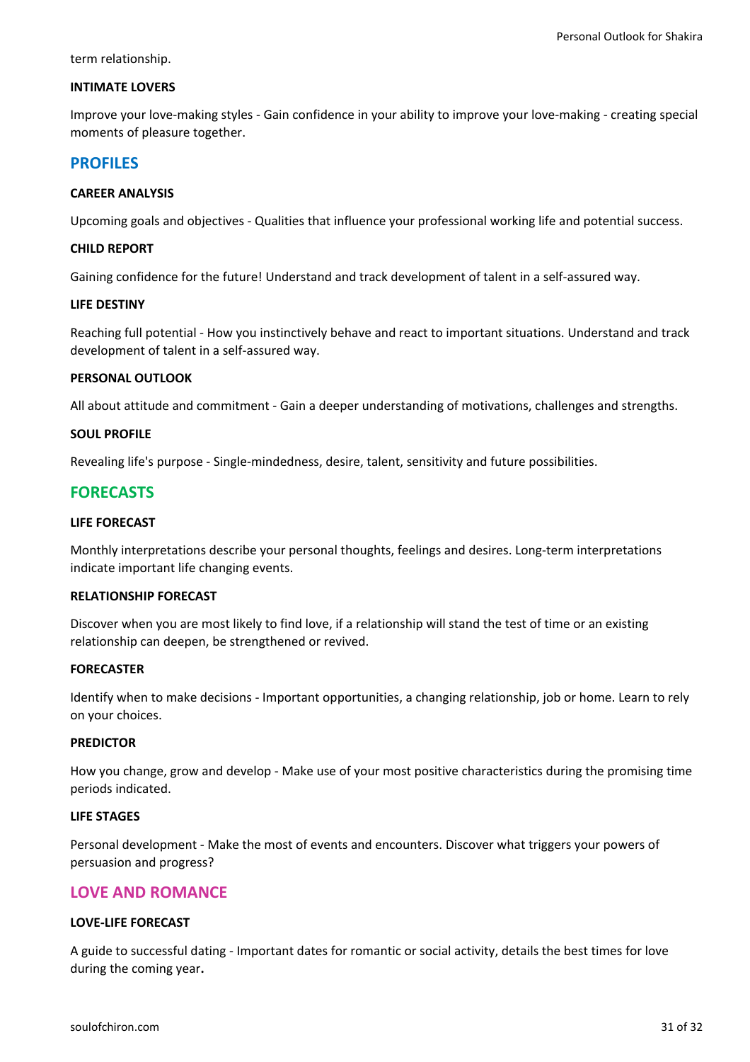term relationship.

**INTIMATE LOVERS**

Improve your love-making styles - Gain confidence in your ability to improve your love-making - creating special moments of pleasure together.

## PROFILES

**CAREER ANALYSIS**

Upcoming goals and objectives - Qualities that influence your professional working life and potential success.

**CHILD REPORT**

Gaining confidence for the future! Understand and track development of talent in a self-assured way.

**LIFE DESTINY**

Reaching full potential - How you instinctively behave and react to important situations. Understand and track development of talent in a self-assured way.

**PERSONAL OUTLOOK**

All about attitude and commitment - Gain a deeper understanding of motivations, challenges and strengths.

**SOUL PROFILE**

Revealing life's purpose - Single-mindedness, desire, talent, sensitivity and future possibilities.

## FORECASTS

**LIFE FORECAST**

Monthly interpretations describe your personal thoughts, feelings and desires. Long-term interpretations indicate important life changing events.

**RELATIONSHIP FORECAST**

Discover when you are most likely to find love, if a relationship will stand the test of time or an existing relationship can deepen, be strengthened or revived.

**FORECASTER**

Identify when to make decisions - Important opportunities, a changing relationship, job or home. Learn to rely on your choices.

**PREDICTOR**

How you change, grow and develop - Make use of your most positive characteristics during the promising time periods indicated.

**LIFE STAGES**

Personal development - Make the most of events and encounters. Discover what triggers your powers of persuasion and progress?

## LOVE AND ROMANCE

**LOVE-LIFE FORECAST**

A guide to successful dating - Important dates for romantic or social activity, details the best times for love during the coming year**.**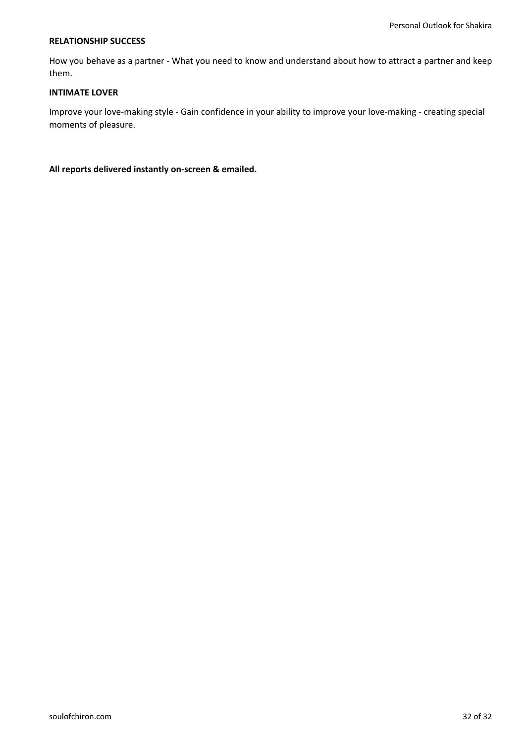**RELATIONSHIP SUCCESS**

How you behave as a partner - What you need to know and understand about how to attract a partner and keep them.

**INTIMATE LOVER**

Improve your love-making style - Gain confidence in your ability to improve your love-making - creating special moments of pleasure.

**All reports delivered instantly on-screen & emailed.**